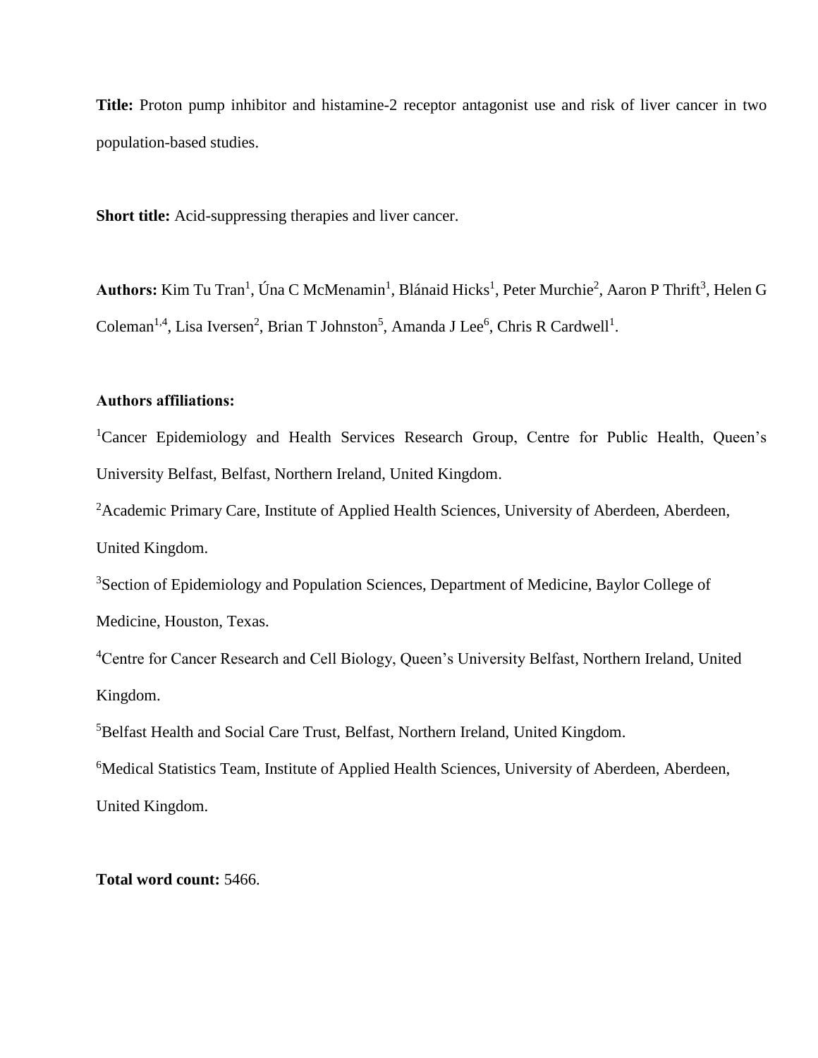**Title:** Proton pump inhibitor and histamine-2 receptor antagonist use and risk of liver cancer in two population-based studies.

**Short title:** Acid-suppressing therapies and liver cancer.

**Authors:** Kim Tu Tran[1], Úna C McMenamin[1], Blánaid Hicks[1], Peter Murchie[2], Aaron P Thrift[3], Helen G Coleman[1,4], Lisa Iversen[2], Brian T Johnston[5], Amanda J Lee[6], Chris R Cardwell[1].

**Authors affiliations:**

[1]Cancer Epidemiology and Health Services Research Group, Centre for Public Health, Queen's University Belfast, Belfast, Northern Ireland, United Kingdom.

[2]Academic Primary Care, Institute of Applied Health Sciences, University of Aberdeen, Aberdeen, United Kingdom.

[3]Section of Epidemiology and Population Sciences, Department of Medicine, Baylor College of Medicine, Houston, Texas.

[4]Centre for Cancer Research and Cell Biology, Queen's University Belfast, Northern Ireland, United Kingdom.

[5]Belfast Health and Social Care Trust, Belfast, Northern Ireland, United Kingdom.

[6]Medical Statistics Team, Institute of Applied Health Sciences, University of Aberdeen, Aberdeen, United Kingdom.

**Total word count:** 5466.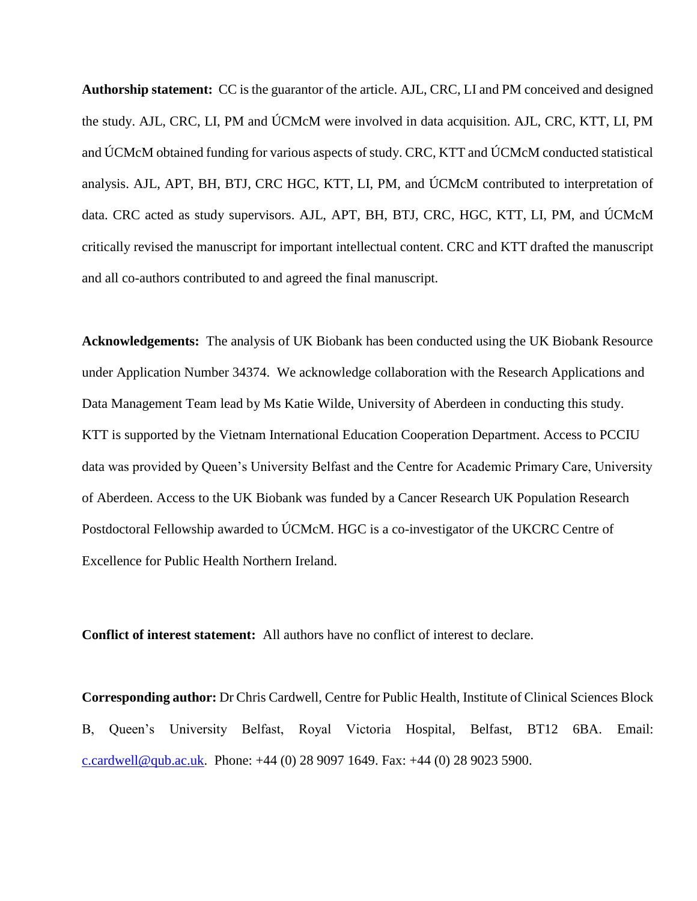**Authorship statement:** CC is the guarantor of the article. AJL, CRC, LI and PM conceived and designed the study. AJL, CRC, LI, PM and ÚCMcM were involved in data acquisition. AJL, CRC, KTT, LI, PM and ÚCMcM obtained funding for various aspects of study. CRC, KTT and ÚCMcM conducted statistical analysis. AJL, APT, BH, BTJ, CRC HGC, KTT, LI, PM, and ÚCMcM contributed to interpretation of data. CRC acted as study supervisors. AJL, APT, BH, BTJ, CRC, HGC, KTT, LI, PM, and ÚCMcM critically revised the manuscript for important intellectual content. CRC and KTT drafted the manuscript and all co-authors contributed to and agreed the final manuscript.

**Acknowledgements:** The analysis of UK Biobank has been conducted using the UK Biobank Resource under Application Number 34374. We acknowledge collaboration with the Research Applications and Data Management Team lead by Ms Katie Wilde, University of Aberdeen in conducting this study. KTT is supported by the Vietnam International Education Cooperation Department. Access to PCCIU data was provided by Queen's University Belfast and the Centre for Academic Primary Care, University of Aberdeen. Access to the UK Biobank was funded by a Cancer Research UK Population Research Postdoctoral Fellowship awarded to ÚCMcM. HGC is a co-investigator of the UKCRC Centre of Excellence for Public Health Northern Ireland.

**Conflict of interest statement:** All authors have no conflict of interest to declare.

**Corresponding author:** Dr Chris Cardwell, Centre for Public Health, Institute of Clinical Sciences Block B, Queen's University Belfast, Royal Victoria Hospital, Belfast, BT12 6BA. Email: c.cardwell@qub.ac.uk. Phone: +44 (0) 28 9097 1649. Fax: +44 (0) 28 9023 5900.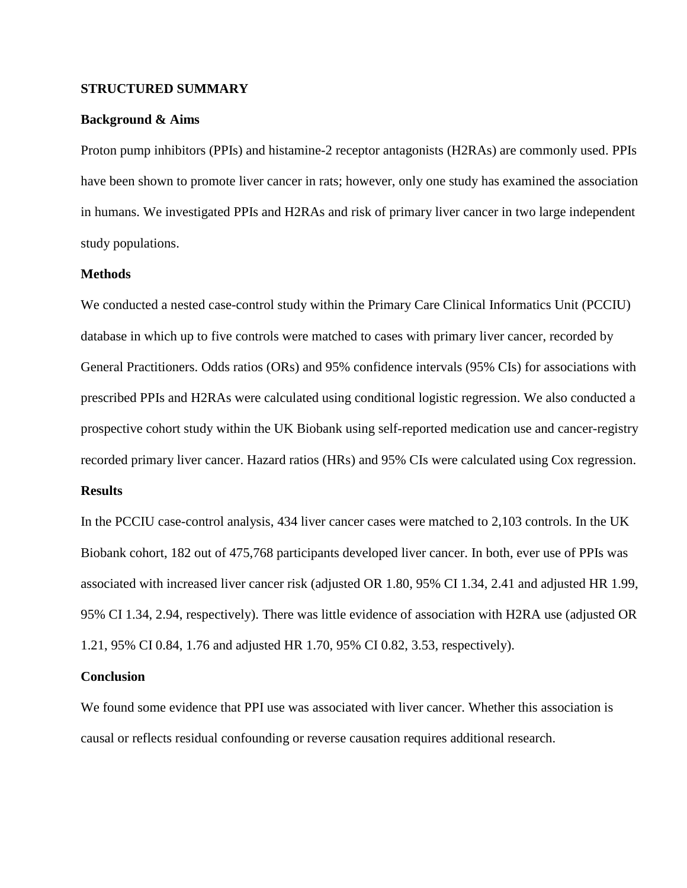**STRUCTURED SUMMARY**

**Background & Aims**

Proton pump inhibitors (PPIs) and histamine-2 receptor antagonists (H2RAs) are commonly used. PPIs have been shown to promote liver cancer in rats; however, only one study has examined the association in humans. We investigated PPIs and H2RAs and risk of primary liver cancer in two large independent study populations.

**Methods**

We conducted a nested case-control study within the Primary Care Clinical Informatics Unit (PCCIU) database in which up to five controls were matched to cases with primary liver cancer, recorded by General Practitioners. Odds ratios (ORs) and 95% confidence intervals (95% CIs) for associations with prescribed PPIs and H2RAs were calculated using conditional logistic regression. We also conducted a prospective cohort study within the UK Biobank using self-reported medication use and cancer-registry recorded primary liver cancer. Hazard ratios (HRs) and 95% CIs were calculated using Cox regression.

**Results**

In the PCCIU case-control analysis, 434 liver cancer cases were matched to 2,103 controls. In the UK Biobank cohort, 182 out of 475,768 participants developed liver cancer. In both, ever use of PPIs was associated with increased liver cancer risk (adjusted OR 1.80, 95% CI 1.34, 2.41 and adjusted HR 1.99, 95% CI 1.34, 2.94, respectively). There was little evidence of association with H2RA use (adjusted OR 1.21, 95% CI 0.84, 1.76 and adjusted HR 1.70, 95% CI 0.82, 3.53, respectively).

**Conclusion**

We found some evidence that PPI use was associated with liver cancer. Whether this association is causal or reflects residual confounding or reverse causation requires additional research.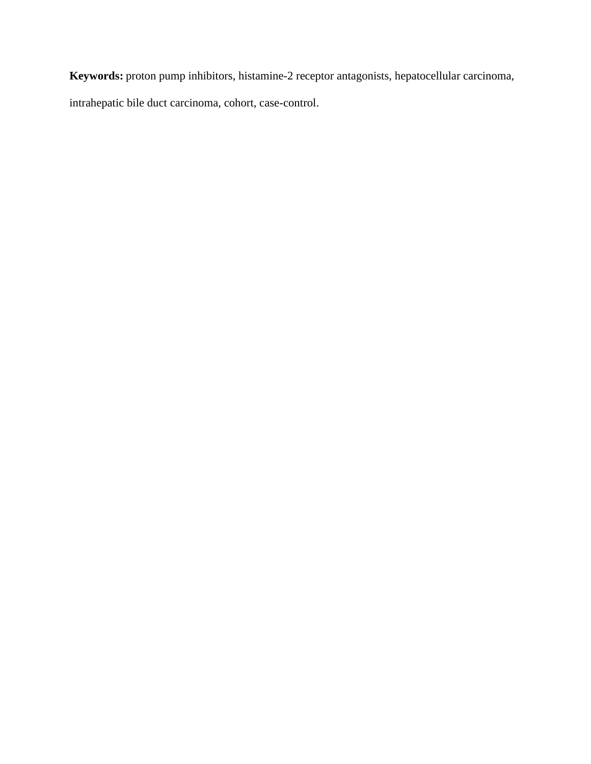**Keywords:** proton pump inhibitors, histamine-2 receptor antagonists, hepatocellular carcinoma, intrahepatic bile duct carcinoma, cohort, case-control.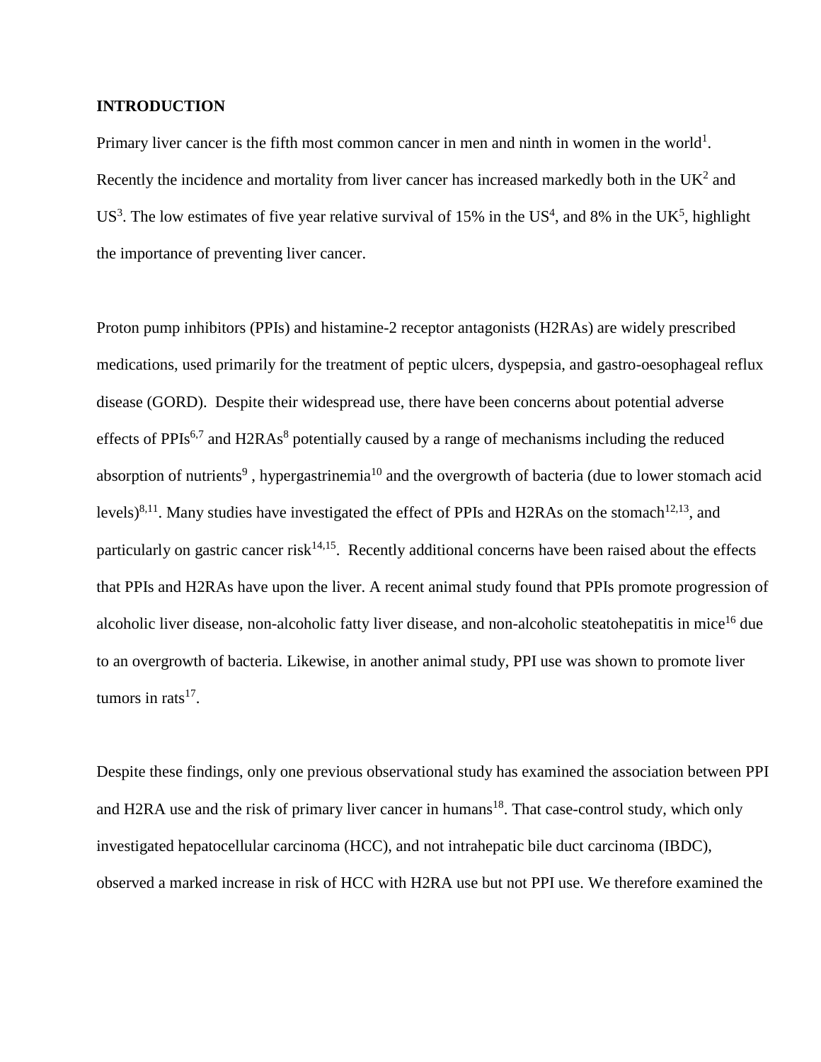## INTRODUCTION

Primary liver cancer is the fifth most common cancer in men and ninth in women in the world[1]. Recently the incidence and mortality from liver cancer has increased markedly both in the UK[2] and US[3]. The low estimates of five year relative survival of 15% in the US[4], and 8% in the UK[5], highlight the importance of preventing liver cancer.

Proton pump inhibitors (PPIs) and histamine-2 receptor antagonists (H2RAs) are widely prescribed medications, used primarily for the treatment of peptic ulcers, dyspepsia, and gastro-oesophageal reflux disease (GORD). Despite their widespread use, there have been concerns about potential adverse effects of PPIs[6,7] and H2RAs[8] potentially caused by a range of mechanisms including the reduced absorption of nutrients[9], hypergastrinemia[10] and the overgrowth of bacteria (due to lower stomach acid levels)[8,11]. Many studies have investigated the effect of PPIs and H2RAs on the stomach[12,13], and particularly on gastric cancer risk[14,15]. Recently additional concerns have been raised about the effects that PPIs and H2RAs have upon the liver. A recent animal study found that PPIs promote progression of alcoholic liver disease, non-alcoholic fatty liver disease, and non-alcoholic steatohepatitis in mice[16] due to an overgrowth of bacteria. Likewise, in another animal study, PPI use was shown to promote liver tumors in rats[17].

Despite these findings, only one previous observational study has examined the association between PPI and H2RA use and the risk of primary liver cancer in humans[18]. That case-control study, which only investigated hepatocellular carcinoma (HCC), and not intrahepatic bile duct carcinoma (IBDC), observed a marked increase in risk of HCC with H2RA use but not PPI use. We therefore examined the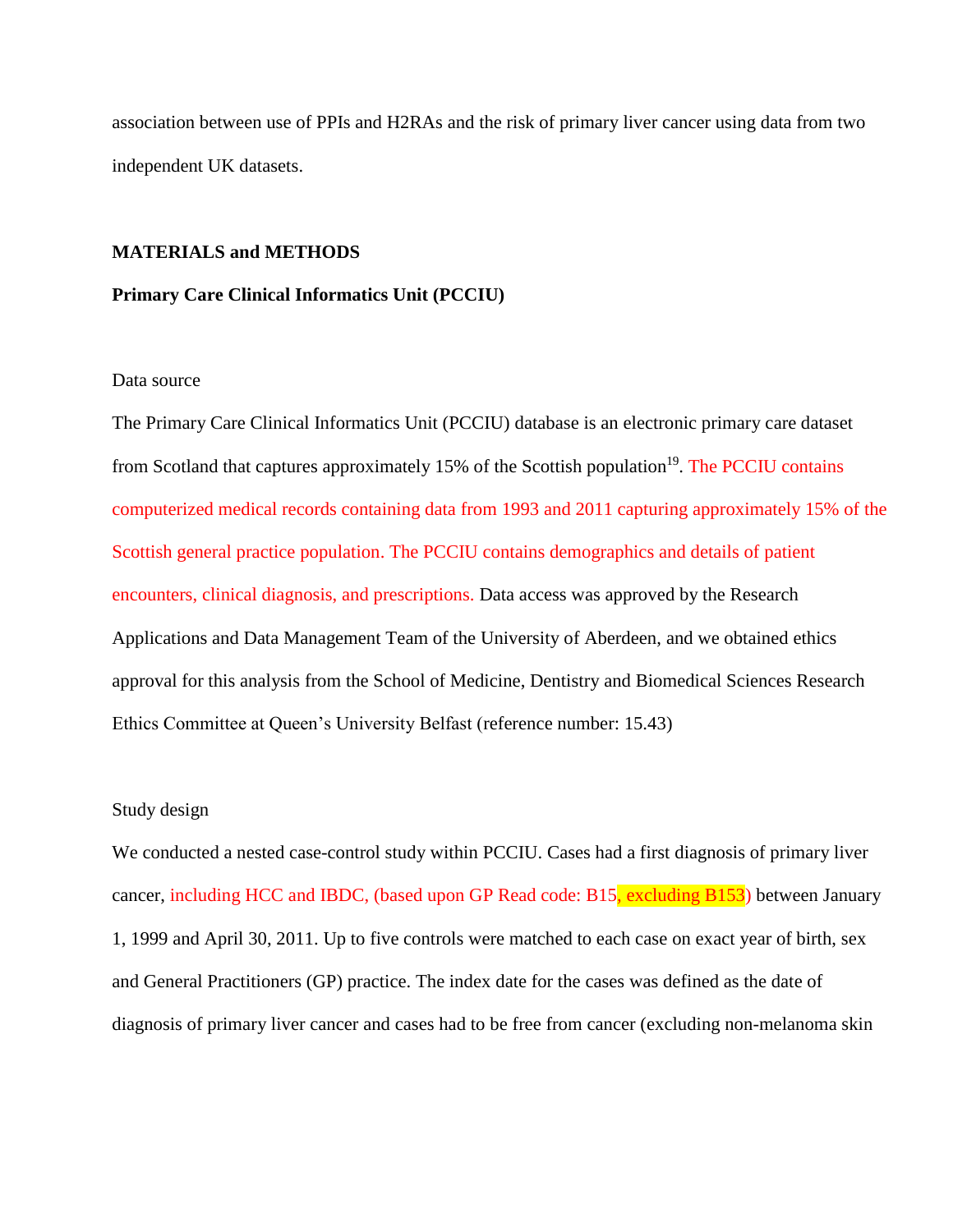association between use of PPIs and H2RAs and the risk of primary liver cancer using data from two independent UK datasets.

## MATERIALS and METHODS

### Primary Care Clinical Informatics Unit (PCCIU)

Data source

The Primary Care Clinical Informatics Unit (PCCIU) database is an electronic primary care dataset from Scotland that captures approximately 15% of the Scottish population[19]. The PCCIU contains computerized medical records containing data from 1993 and 2011 capturing approximately 15% of the Scottish general practice population. The PCCIU contains demographics and details of patient encounters, clinical diagnosis, and prescriptions. Data access was approved by the Research Applications and Data Management Team of the University of Aberdeen, and we obtained ethics approval for this analysis from the School of Medicine, Dentistry and Biomedical Sciences Research Ethics Committee at Queen's University Belfast (reference number: 15.43)

Study design

We conducted a nested case-control study within PCCIU. Cases had a first diagnosis of primary liver cancer, including HCC and IBDC, (based upon GP Read code: B15, excluding B153) between January 1, 1999 and April 30, 2011. Up to five controls were matched to each case on exact year of birth, sex and General Practitioners (GP) practice. The index date for the cases was defined as the date of diagnosis of primary liver cancer and cases had to be free from cancer (excluding non-melanoma skin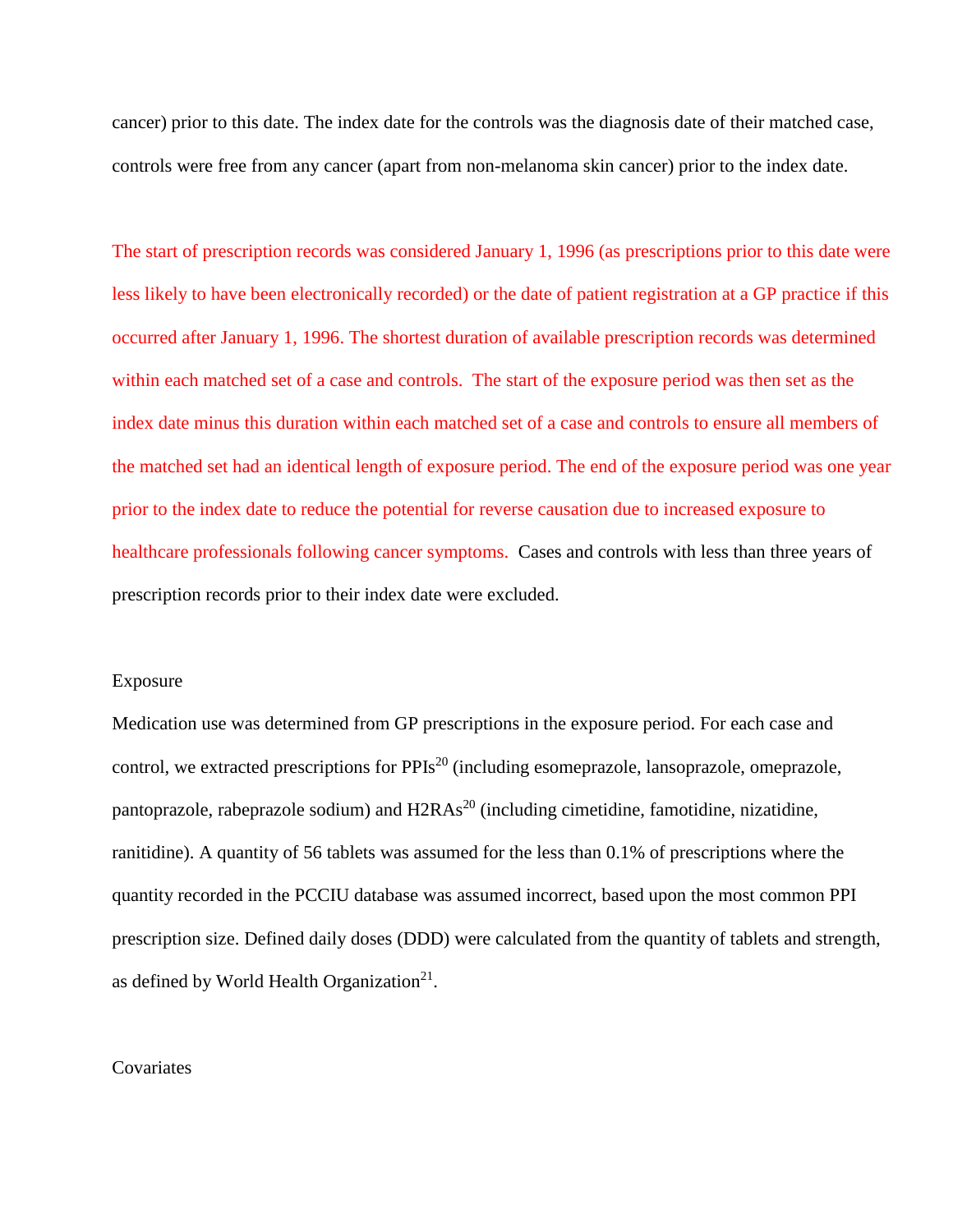cancer) prior to this date. The index date for the controls was the diagnosis date of their matched case, controls were free from any cancer (apart from non-melanoma skin cancer) prior to the index date.

The start of prescription records was considered January 1, 1996 (as prescriptions prior to this date were less likely to have been electronically recorded) or the date of patient registration at a GP practice if this occurred after January 1, 1996. The shortest duration of available prescription records was determined within each matched set of a case and controls. The start of the exposure period was then set as the index date minus this duration within each matched set of a case and controls to ensure all members of the matched set had an identical length of exposure period. The end of the exposure period was one year prior to the index date to reduce the potential for reverse causation due to increased exposure to healthcare professionals following cancer symptoms. Cases and controls with less than three years of prescription records prior to their index date were excluded.

## Exposure

Medication use was determined from GP prescriptions in the exposure period. For each case and control, we extracted prescriptions for PPIs[20] (including esomeprazole, lansoprazole, omeprazole, pantoprazole, rabeprazole sodium) and H2RAs[20] (including cimetidine, famotidine, nizatidine, ranitidine). A quantity of 56 tablets was assumed for the less than 0.1% of prescriptions where the quantity recorded in the PCCIU database was assumed incorrect, based upon the most common PPI prescription size. Defined daily doses (DDD) were calculated from the quantity of tablets and strength, as defined by World Health Organization[21].

## Covariates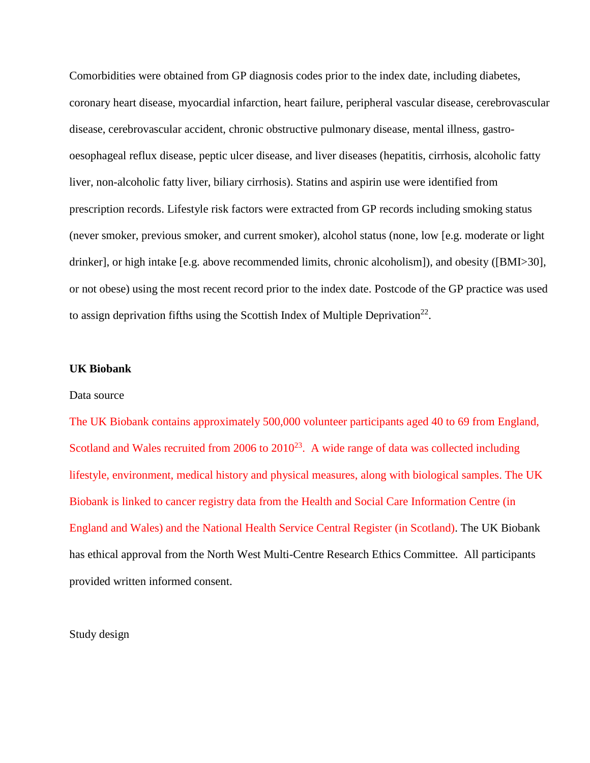Comorbidities were obtained from GP diagnosis codes prior to the index date, including diabetes, coronary heart disease, myocardial infarction, heart failure, peripheral vascular disease, cerebrovascular disease, cerebrovascular accident, chronic obstructive pulmonary disease, mental illness, gastro-oesophageal reflux disease, peptic ulcer disease, and liver diseases (hepatitis, cirrhosis, alcoholic fatty liver, non-alcoholic fatty liver, biliary cirrhosis). Statins and aspirin use were identified from prescription records. Lifestyle risk factors were extracted from GP records including smoking status (never smoker, previous smoker, and current smoker), alcohol status (none, low [e.g. moderate or light drinker], or high intake [e.g. above recommended limits, chronic alcoholism]), and obesity ([BMI>30], or not obese) using the most recent record prior to the index date. Postcode of the GP practice was used to assign deprivation fifths using the Scottish Index of Multiple Deprivation[22].

**UK Biobank**

Data source

The UK Biobank contains approximately 500,000 volunteer participants aged 40 to 69 from England, Scotland and Wales recruited from 2006 to 2010[23]. A wide range of data was collected including lifestyle, environment, medical history and physical measures, along with biological samples. The UK Biobank is linked to cancer registry data from the Health and Social Care Information Centre (in England and Wales) and the National Health Service Central Register (in Scotland). The UK Biobank has ethical approval from the North West Multi-Centre Research Ethics Committee. All participants provided written informed consent.

Study design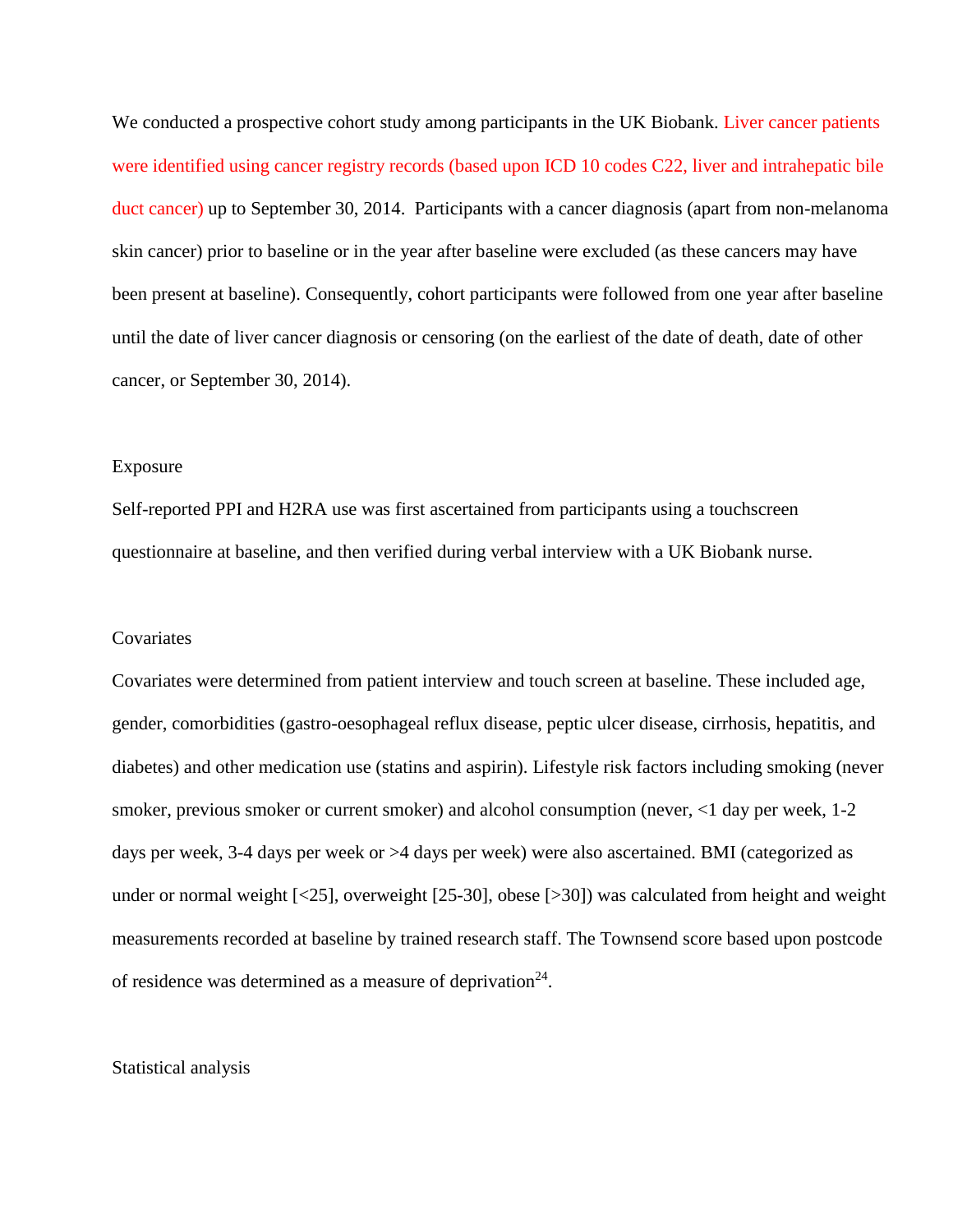We conducted a prospective cohort study among participants in the UK Biobank. Liver cancer patients were identified using cancer registry records (based upon ICD 10 codes C22, liver and intrahepatic bile duct cancer) up to September 30, 2014. Participants with a cancer diagnosis (apart from non-melanoma skin cancer) prior to baseline or in the year after baseline were excluded (as these cancers may have been present at baseline). Consequently, cohort participants were followed from one year after baseline until the date of liver cancer diagnosis or censoring (on the earliest of the date of death, date of other cancer, or September 30, 2014).

## Exposure

Self-reported PPI and H2RA use was first ascertained from participants using a touchscreen questionnaire at baseline, and then verified during verbal interview with a UK Biobank nurse.

## Covariates

Covariates were determined from patient interview and touch screen at baseline. These included age, gender, comorbidities (gastro-oesophageal reflux disease, peptic ulcer disease, cirrhosis, hepatitis, and diabetes) and other medication use (statins and aspirin). Lifestyle risk factors including smoking (never smoker, previous smoker or current smoker) and alcohol consumption (never, <1 day per week, 1-2 days per week, 3-4 days per week or >4 days per week) were also ascertained. BMI (categorized as under or normal weight [<25], overweight [25-30], obese [>30]) was calculated from height and weight measurements recorded at baseline by trained research staff. The Townsend score based upon postcode of residence was determined as a measure of deprivation[24].

## Statistical analysis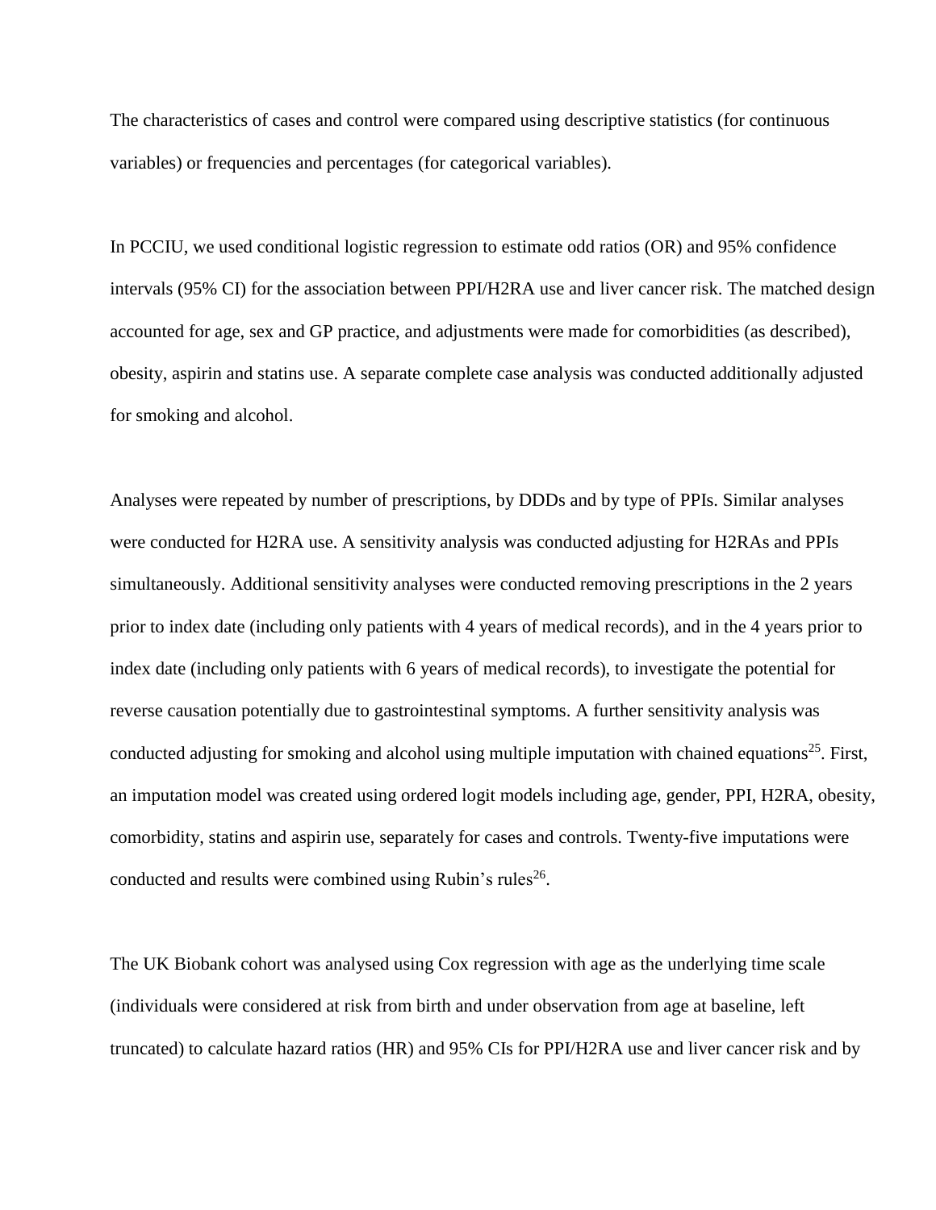The characteristics of cases and control were compared using descriptive statistics (for continuous variables) or frequencies and percentages (for categorical variables).

In PCCIU, we used conditional logistic regression to estimate odd ratios (OR) and 95% confidence intervals (95% CI) for the association between PPI/H2RA use and liver cancer risk. The matched design accounted for age, sex and GP practice, and adjustments were made for comorbidities (as described), obesity, aspirin and statins use. A separate complete case analysis was conducted additionally adjusted for smoking and alcohol.

Analyses were repeated by number of prescriptions, by DDDs and by type of PPIs. Similar analyses were conducted for H2RA use. A sensitivity analysis was conducted adjusting for H2RAs and PPIs simultaneously. Additional sensitivity analyses were conducted removing prescriptions in the 2 years prior to index date (including only patients with 4 years of medical records), and in the 4 years prior to index date (including only patients with 6 years of medical records), to investigate the potential for reverse causation potentially due to gastrointestinal symptoms. A further sensitivity analysis was conducted adjusting for smoking and alcohol using multiple imputation with chained equations[25]. First, an imputation model was created using ordered logit models including age, gender, PPI, H2RA, obesity, comorbidity, statins and aspirin use, separately for cases and controls. Twenty-five imputations were conducted and results were combined using Rubin's rules[26].

The UK Biobank cohort was analysed using Cox regression with age as the underlying time scale (individuals were considered at risk from birth and under observation from age at baseline, left truncated) to calculate hazard ratios (HR) and 95% CIs for PPI/H2RA use and liver cancer risk and by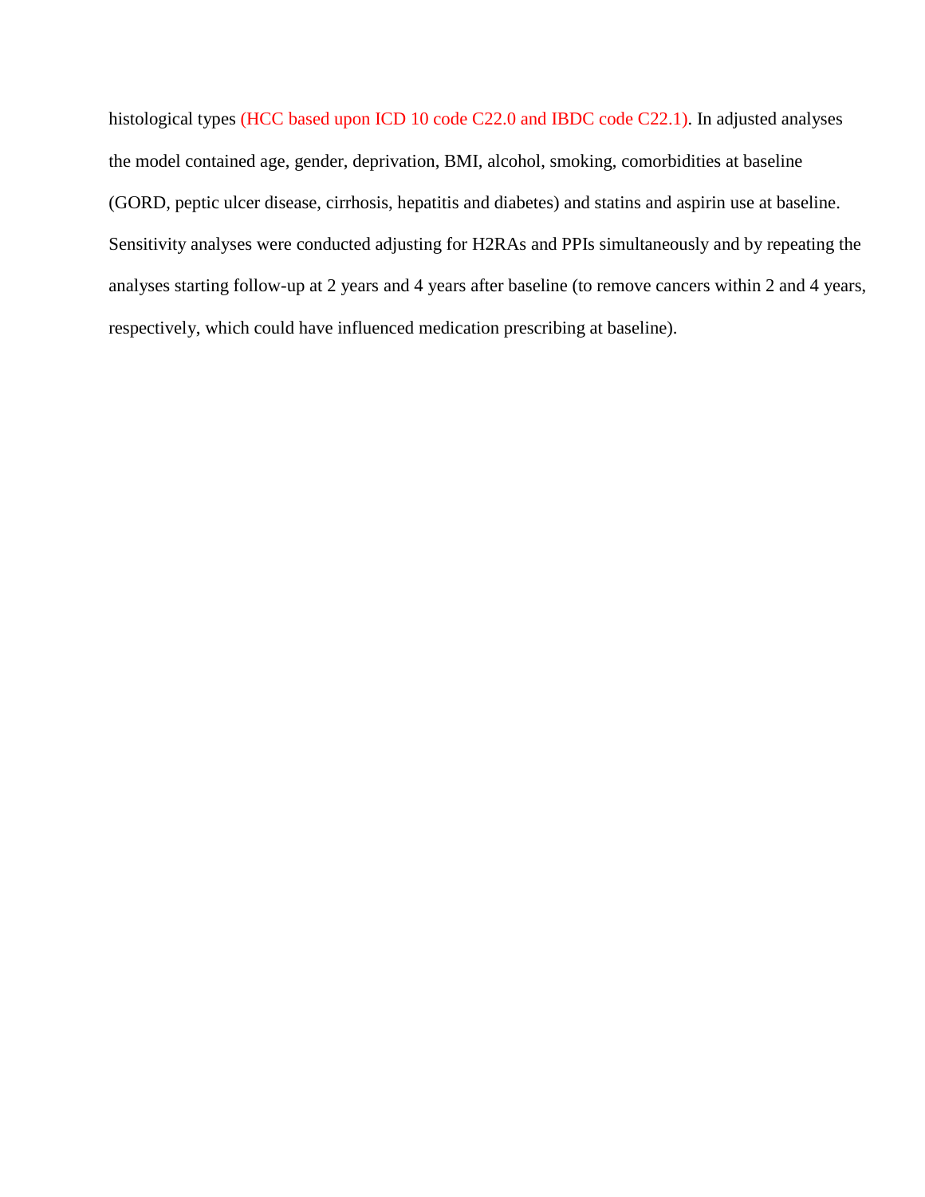histological types (HCC based upon ICD 10 code C22.0 and IBDC code C22.1). In adjusted analyses the model contained age, gender, deprivation, BMI, alcohol, smoking, comorbidities at baseline (GORD, peptic ulcer disease, cirrhosis, hepatitis and diabetes) and statins and aspirin use at baseline. Sensitivity analyses were conducted adjusting for H2RAs and PPIs simultaneously and by repeating the analyses starting follow-up at 2 years and 4 years after baseline (to remove cancers within 2 and 4 years, respectively, which could have influenced medication prescribing at baseline).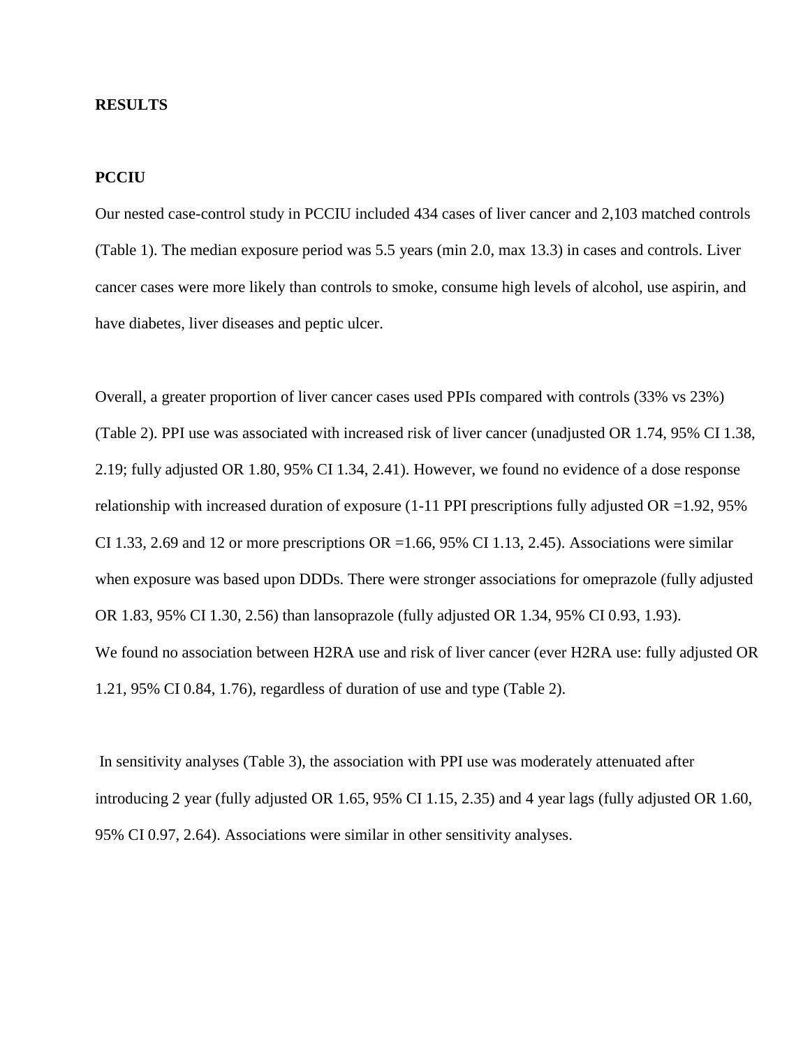## RESULTS

### PCCIU

Our nested case-control study in PCCIU included 434 cases of liver cancer and 2,103 matched controls (Table 1). The median exposure period was 5.5 years (min 2.0, max 13.3) in cases and controls. Liver cancer cases were more likely than controls to smoke, consume high levels of alcohol, use aspirin, and have diabetes, liver diseases and peptic ulcer.

Overall, a greater proportion of liver cancer cases used PPIs compared with controls (33% vs 23%) (Table 2). PPI use was associated with increased risk of liver cancer (unadjusted OR 1.74, 95% CI 1.38, 2.19; fully adjusted OR 1.80, 95% CI 1.34, 2.41). However, we found no evidence of a dose response relationship with increased duration of exposure (1-11 PPI prescriptions fully adjusted OR =1.92, 95% CI 1.33, 2.69 and 12 or more prescriptions OR =1.66, 95% CI 1.13, 2.45). Associations were similar when exposure was based upon DDDs. There were stronger associations for omeprazole (fully adjusted OR 1.83, 95% CI 1.30, 2.56) than lansoprazole (fully adjusted OR 1.34, 95% CI 0.93, 1.93). We found no association between H2RA use and risk of liver cancer (ever H2RA use: fully adjusted OR 1.21, 95% CI 0.84, 1.76), regardless of duration of use and type (Table 2).

In sensitivity analyses (Table 3), the association with PPI use was moderately attenuated after introducing 2 year (fully adjusted OR 1.65, 95% CI 1.15, 2.35) and 4 year lags (fully adjusted OR 1.60, 95% CI 0.97, 2.64). Associations were similar in other sensitivity analyses.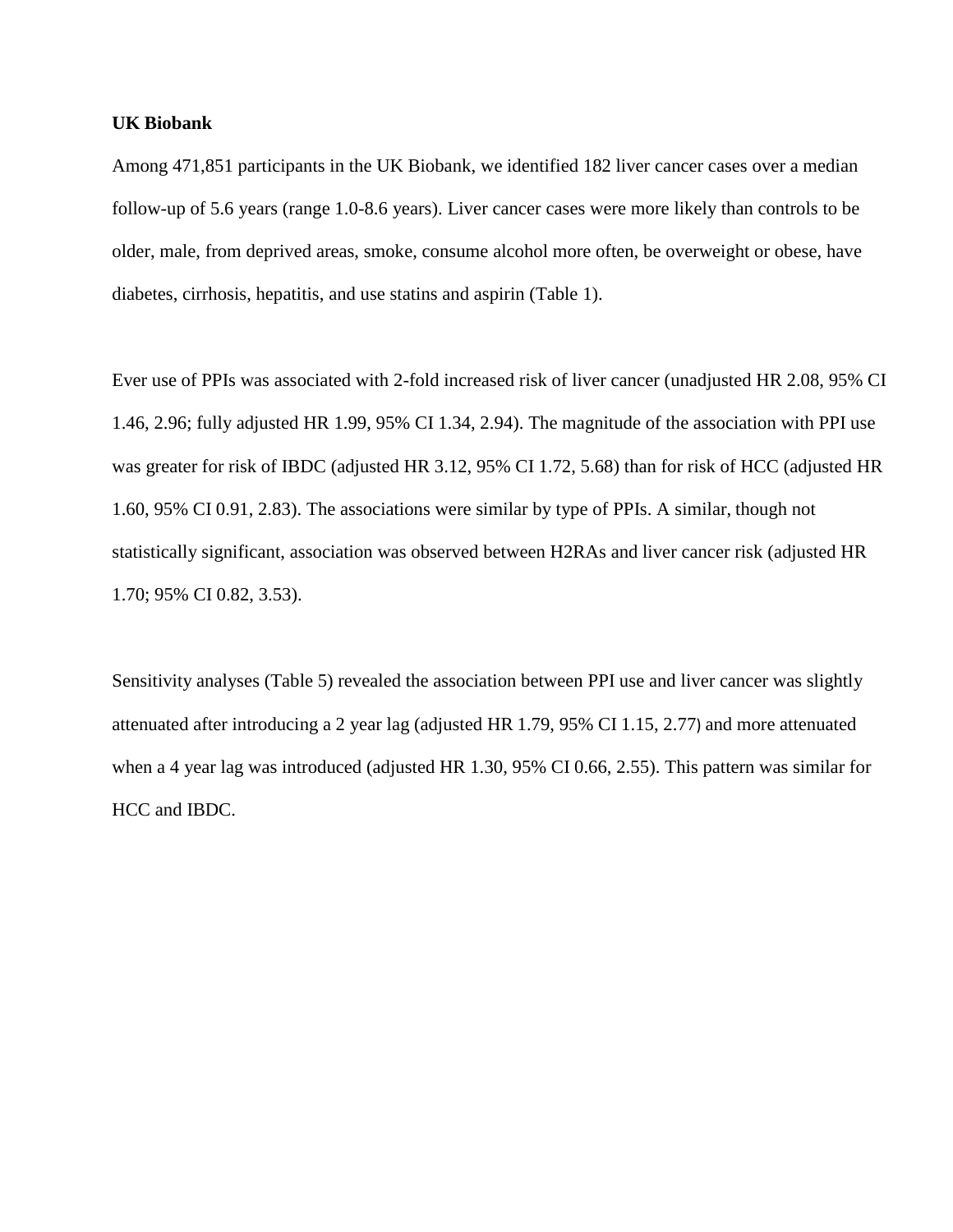**UK Biobank**

Among 471,851 participants in the UK Biobank, we identified 182 liver cancer cases over a median follow-up of 5.6 years (range 1.0-8.6 years). Liver cancer cases were more likely than controls to be older, male, from deprived areas, smoke, consume alcohol more often, be overweight or obese, have diabetes, cirrhosis, hepatitis, and use statins and aspirin (Table 1).

Ever use of PPIs was associated with 2-fold increased risk of liver cancer (unadjusted HR 2.08, 95% CI 1.46, 2.96; fully adjusted HR 1.99, 95% CI 1.34, 2.94). The magnitude of the association with PPI use was greater for risk of IBDC (adjusted HR 3.12, 95% CI 1.72, 5.68) than for risk of HCC (adjusted HR 1.60, 95% CI 0.91, 2.83). The associations were similar by type of PPIs. A similar, though not statistically significant, association was observed between H2RAs and liver cancer risk (adjusted HR 1.70; 95% CI 0.82, 3.53).

Sensitivity analyses (Table 5) revealed the association between PPI use and liver cancer was slightly attenuated after introducing a 2 year lag (adjusted HR 1.79, 95% CI 1.15, 2.77) and more attenuated when a 4 year lag was introduced (adjusted HR 1.30, 95% CI 0.66, 2.55). This pattern was similar for HCC and IBDC.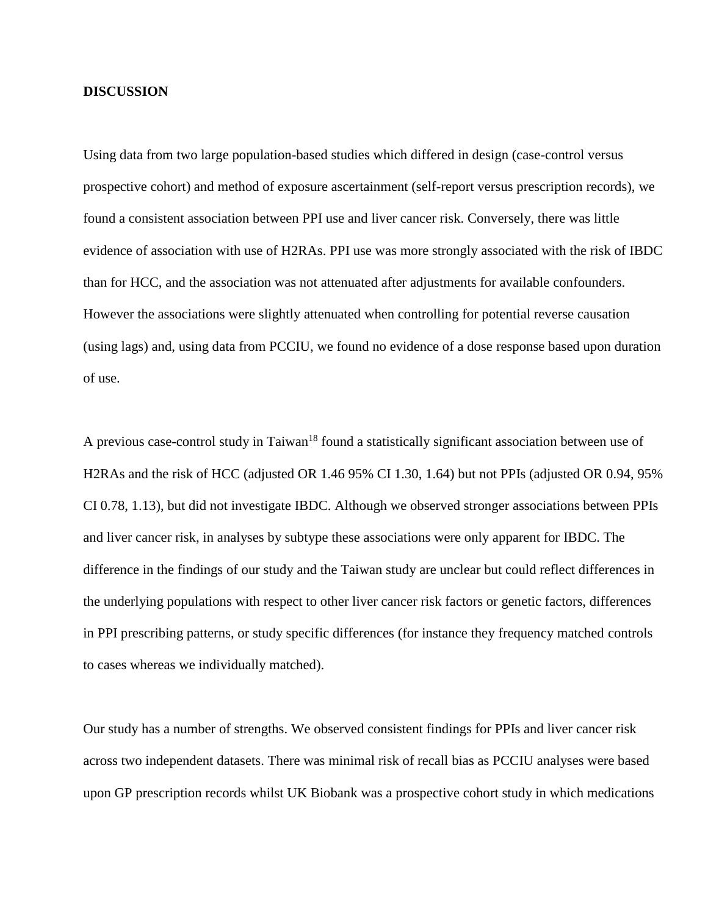**DISCUSSION**

Using data from two large population-based studies which differed in design (case-control versus prospective cohort) and method of exposure ascertainment (self-report versus prescription records), we found a consistent association between PPI use and liver cancer risk. Conversely, there was little evidence of association with use of H2RAs. PPI use was more strongly associated with the risk of IBDC than for HCC, and the association was not attenuated after adjustments for available confounders. However the associations were slightly attenuated when controlling for potential reverse causation (using lags) and, using data from PCCIU, we found no evidence of a dose response based upon duration of use.

A previous case-control study in Taiwan[18] found a statistically significant association between use of H2RAs and the risk of HCC (adjusted OR 1.46 95% CI 1.30, 1.64) but not PPIs (adjusted OR 0.94, 95% CI 0.78, 1.13), but did not investigate IBDC. Although we observed stronger associations between PPIs and liver cancer risk, in analyses by subtype these associations were only apparent for IBDC. The difference in the findings of our study and the Taiwan study are unclear but could reflect differences in the underlying populations with respect to other liver cancer risk factors or genetic factors, differences in PPI prescribing patterns, or study specific differences (for instance they frequency matched controls to cases whereas we individually matched).

Our study has a number of strengths. We observed consistent findings for PPIs and liver cancer risk across two independent datasets. There was minimal risk of recall bias as PCCIU analyses were based upon GP prescription records whilst UK Biobank was a prospective cohort study in which medications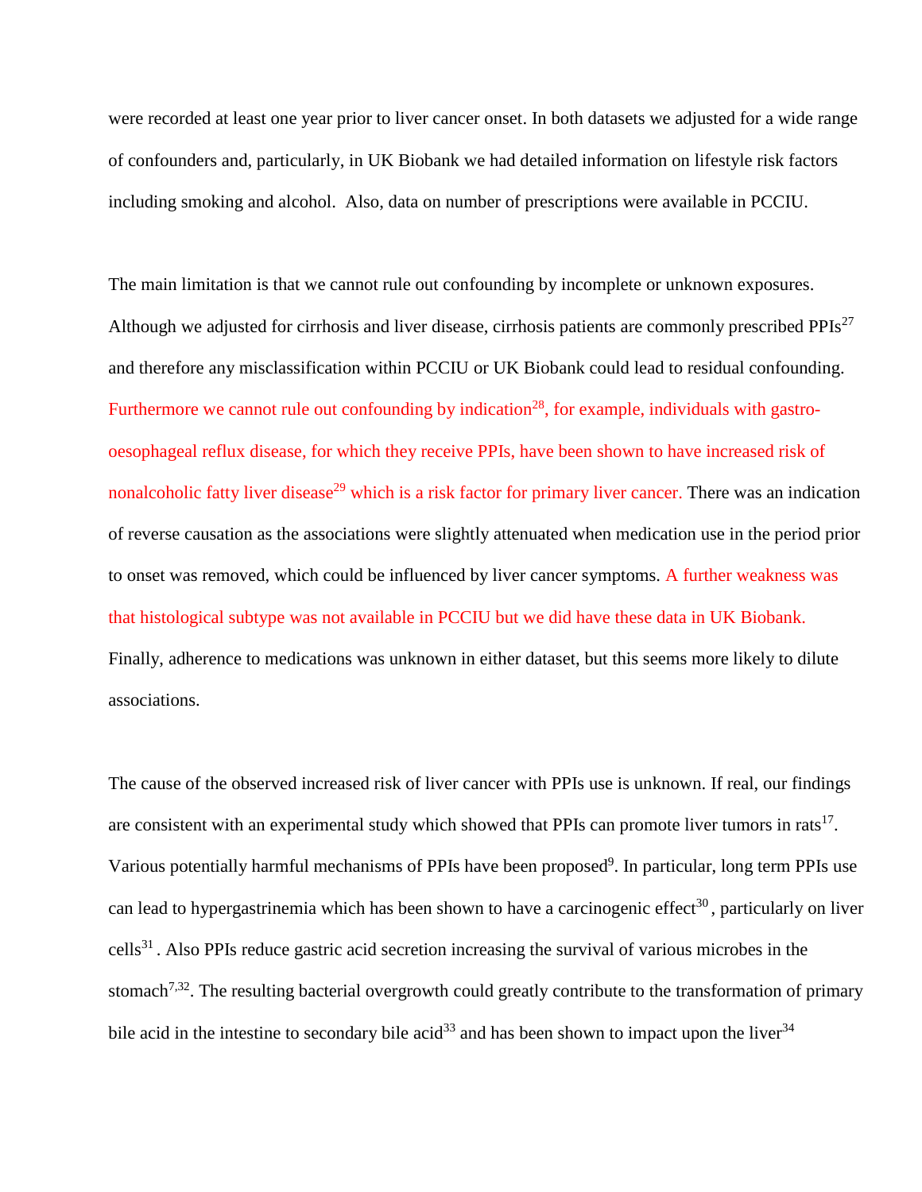were recorded at least one year prior to liver cancer onset. In both datasets we adjusted for a wide range of confounders and, particularly, in UK Biobank we had detailed information on lifestyle risk factors including smoking and alcohol. Also, data on number of prescriptions were available in PCCIU.

The main limitation is that we cannot rule out confounding by incomplete or unknown exposures. Although we adjusted for cirrhosis and liver disease, cirrhosis patients are commonly prescribed PPIs[27] and therefore any misclassification within PCCIU or UK Biobank could lead to residual confounding. Furthermore we cannot rule out confounding by indication[28], for example, individuals with gastro-oesophageal reflux disease, for which they receive PPIs, have been shown to have increased risk of nonalcoholic fatty liver disease[29] which is a risk factor for primary liver cancer. There was an indication of reverse causation as the associations were slightly attenuated when medication use in the period prior to onset was removed, which could be influenced by liver cancer symptoms. A further weakness was that histological subtype was not available in PCCIU but we did have these data in UK Biobank. Finally, adherence to medications was unknown in either dataset, but this seems more likely to dilute associations.

The cause of the observed increased risk of liver cancer with PPIs use is unknown. If real, our findings are consistent with an experimental study which showed that PPIs can promote liver tumors in rats[17]. Various potentially harmful mechanisms of PPIs have been proposed[9]. In particular, long term PPIs use can lead to hypergastrinemia which has been shown to have a carcinogenic effect[30], particularly on liver cells[31]. Also PPIs reduce gastric acid secretion increasing the survival of various microbes in the stomach[7,32]. The resulting bacterial overgrowth could greatly contribute to the transformation of primary bile acid in the intestine to secondary bile acid[33] and has been shown to impact upon the liver[34]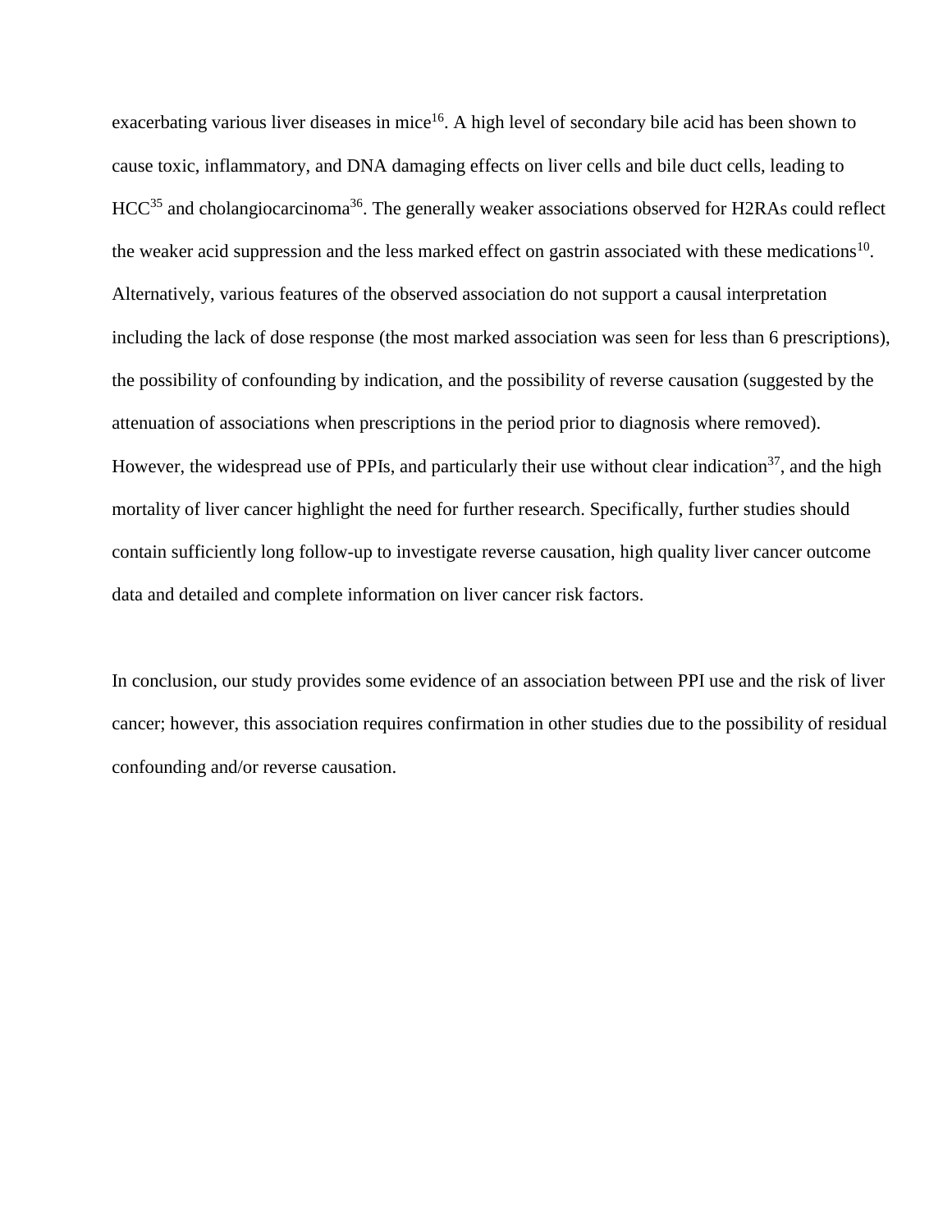exacerbating various liver diseases in mice[16]. A high level of secondary bile acid has been shown to cause toxic, inflammatory, and DNA damaging effects on liver cells and bile duct cells, leading to HCC[35] and cholangiocarcinoma[36]. The generally weaker associations observed for H2RAs could reflect the weaker acid suppression and the less marked effect on gastrin associated with these medications[10]. Alternatively, various features of the observed association do not support a causal interpretation including the lack of dose response (the most marked association was seen for less than 6 prescriptions), the possibility of confounding by indication, and the possibility of reverse causation (suggested by the attenuation of associations when prescriptions in the period prior to diagnosis where removed). However, the widespread use of PPIs, and particularly their use without clear indication[37], and the high mortality of liver cancer highlight the need for further research. Specifically, further studies should contain sufficiently long follow-up to investigate reverse causation, high quality liver cancer outcome data and detailed and complete information on liver cancer risk factors.

In conclusion, our study provides some evidence of an association between PPI use and the risk of liver cancer; however, this association requires confirmation in other studies due to the possibility of residual confounding and/or reverse causation.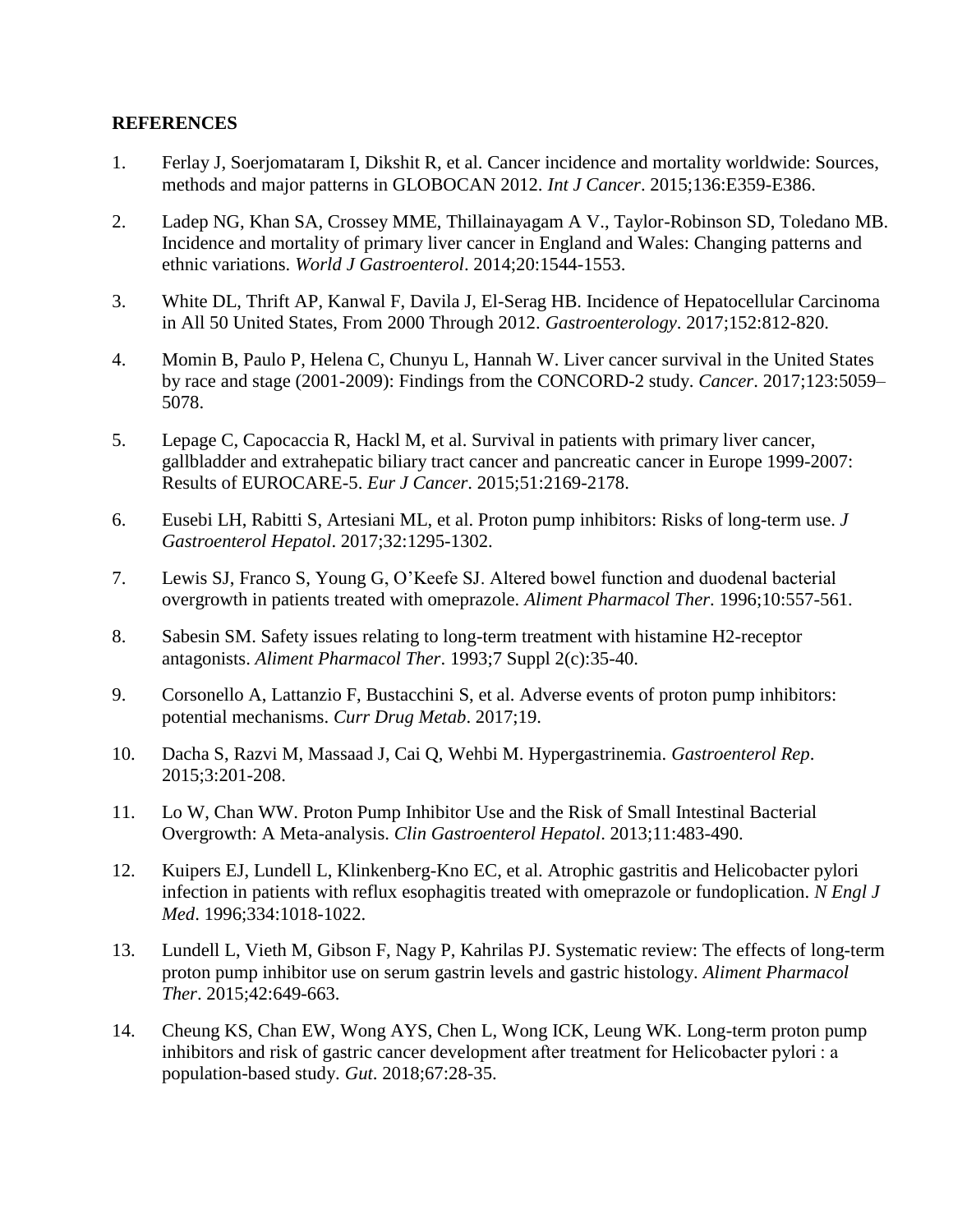## REFERENCES

1. Ferlay J, Soerjomataram I, Dikshit R, et al. Cancer incidence and mortality worldwide: Sources, methods and major patterns in GLOBOCAN 2012. *Int J Cancer*. 2015;136:E359-E386.

2. Ladep NG, Khan SA, Crossey MME, Thillainayagam A V., Taylor-Robinson SD, Toledano MB. Incidence and mortality of primary liver cancer in England and Wales: Changing patterns and ethnic variations. *World J Gastroenterol*. 2014;20:1544-1553.

3. White DL, Thrift AP, Kanwal F, Davila J, El-Serag HB. Incidence of Hepatocellular Carcinoma in All 50 United States, From 2000 Through 2012. *Gastroenterology*. 2017;152:812-820.

4. Momin B, Paulo P, Helena C, Chunyu L, Hannah W. Liver cancer survival in the United States by race and stage (2001-2009): Findings from the CONCORD-2 study. *Cancer*. 2017;123:5059–5078.

5. Lepage C, Capocaccia R, Hackl M, et al. Survival in patients with primary liver cancer, gallbladder and extrahepatic biliary tract cancer and pancreatic cancer in Europe 1999-2007: Results of EUROCARE-5. *Eur J Cancer*. 2015;51:2169-2178.

6. Eusebi LH, Rabitti S, Artesiani ML, et al. Proton pump inhibitors: Risks of long-term use. *J Gastroenterol Hepatol*. 2017;32:1295-1302.

7. Lewis SJ, Franco S, Young G, O'Keefe SJ. Altered bowel function and duodenal bacterial overgrowth in patients treated with omeprazole. *Aliment Pharmacol Ther*. 1996;10:557-561.

8. Sabesin SM. Safety issues relating to long-term treatment with histamine H2-receptor antagonists. *Aliment Pharmacol Ther*. 1993;7 Suppl 2(c):35-40.

9. Corsonello A, Lattanzio F, Bustacchini S, et al. Adverse events of proton pump inhibitors: potential mechanisms. *Curr Drug Metab*. 2017;19.

10. Dacha S, Razvi M, Massaad J, Cai Q, Wehbi M. Hypergastrinemia. *Gastroenterol Rep*. 2015;3:201-208.

11. Lo W, Chan WW. Proton Pump Inhibitor Use and the Risk of Small Intestinal Bacterial Overgrowth: A Meta-analysis. *Clin Gastroenterol Hepatol*. 2013;11:483-490.

12. Kuipers EJ, Lundell L, Klinkenberg-Kno EC, et al. Atrophic gastritis and Helicobacter pylori infection in patients with reflux esophagitis treated with omeprazole or fundoplication. *N Engl J Med*. 1996;334:1018-1022.

13. Lundell L, Vieth M, Gibson F, Nagy P, Kahrilas PJ. Systematic review: The effects of long-term proton pump inhibitor use on serum gastrin levels and gastric histology. *Aliment Pharmacol Ther*. 2015;42:649-663.

14. Cheung KS, Chan EW, Wong AYS, Chen L, Wong ICK, Leung WK. Long-term proton pump inhibitors and risk of gastric cancer development after treatment for Helicobacter pylori : a population-based study. *Gut*. 2018;67:28-35.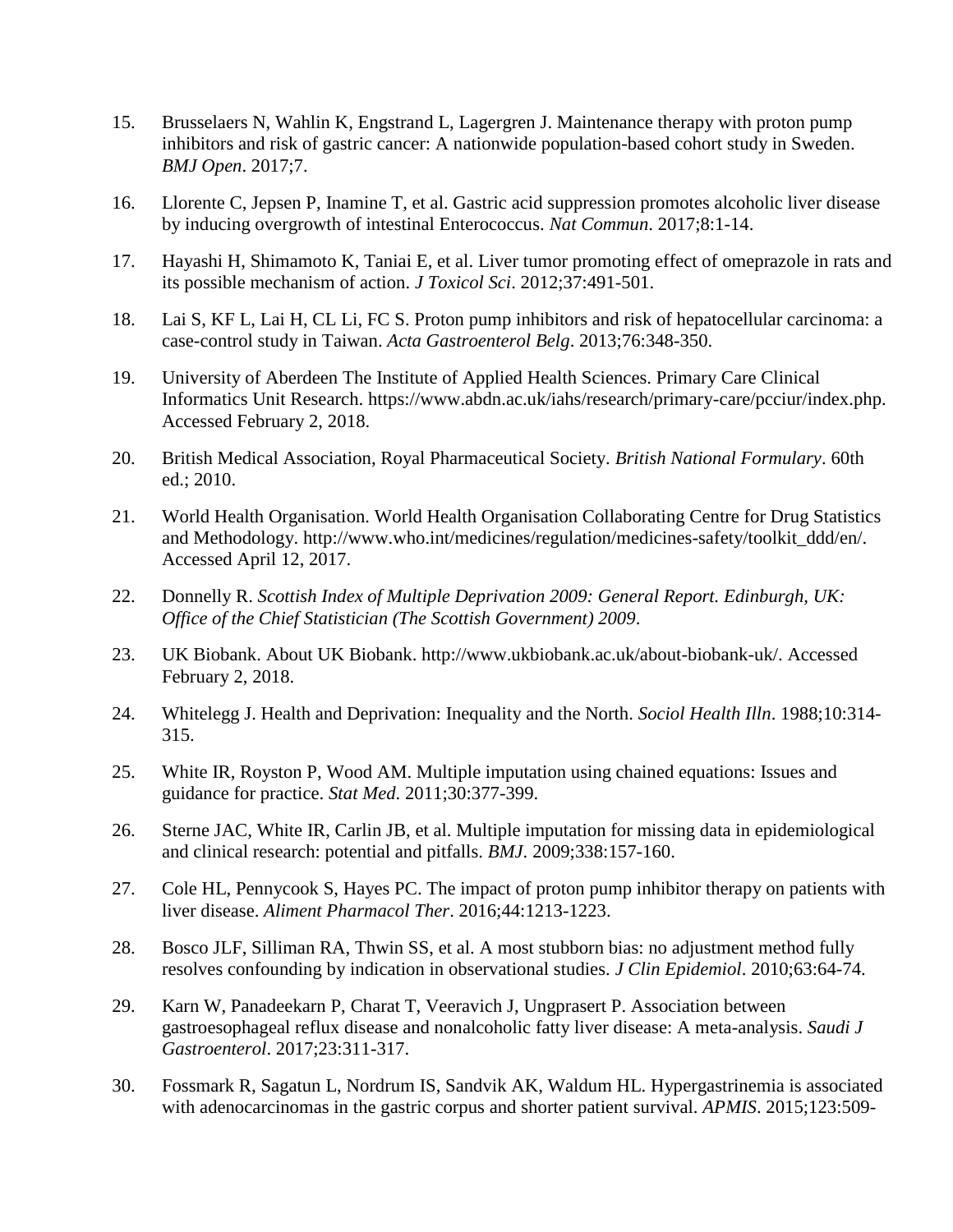15. Brusselaers N, Wahlin K, Engstrand L, Lagergren J. Maintenance therapy with proton pump inhibitors and risk of gastric cancer: A nationwide population-based cohort study in Sweden. *BMJ Open*. 2017;7.

16. Llorente C, Jepsen P, Inamine T, et al. Gastric acid suppression promotes alcoholic liver disease by inducing overgrowth of intestinal Enterococcus. *Nat Commun*. 2017;8:1-14.

17. Hayashi H, Shimamoto K, Taniai E, et al. Liver tumor promoting effect of omeprazole in rats and its possible mechanism of action. *J Toxicol Sci*. 2012;37:491-501.

18. Lai S, KF L, Lai H, CL Li, FC S. Proton pump inhibitors and risk of hepatocellular carcinoma: a case-control study in Taiwan. *Acta Gastroenterol Belg*. 2013;76:348-350.

19. University of Aberdeen The Institute of Applied Health Sciences. Primary Care Clinical Informatics Unit Research. https://www.abdn.ac.uk/iahs/research/primary-care/pcciur/index.php. Accessed February 2, 2018.

20. British Medical Association, Royal Pharmaceutical Society. *British National Formulary*. 60th ed.; 2010.

21. World Health Organisation. World Health Organisation Collaborating Centre for Drug Statistics and Methodology. http://www.who.int/medicines/regulation/medicines-safety/toolkit_ddd/en/. Accessed April 12, 2017.

22. Donnelly R. *Scottish Index of Multiple Deprivation 2009: General Report. Edinburgh, UK: Office of the Chief Statistician (The Scottish Government) 2009*.

23. UK Biobank. About UK Biobank. http://www.ukbiobank.ac.uk/about-biobank-uk/. Accessed February 2, 2018.

24. Whitelegg J. Health and Deprivation: Inequality and the North. *Sociol Health Illn*. 1988;10:314-315.

25. White IR, Royston P, Wood AM. Multiple imputation using chained equations: Issues and guidance for practice. *Stat Med*. 2011;30:377-399.

26. Sterne JAC, White IR, Carlin JB, et al. Multiple imputation for missing data in epidemiological and clinical research: potential and pitfalls. *BMJ*. 2009;338:157-160.

27. Cole HL, Pennycook S, Hayes PC. The impact of proton pump inhibitor therapy on patients with liver disease. *Aliment Pharmacol Ther*. 2016;44:1213-1223.

28. Bosco JLF, Silliman RA, Thwin SS, et al. A most stubborn bias: no adjustment method fully resolves confounding by indication in observational studies. *J Clin Epidemiol*. 2010;63:64-74.

29. Karn W, Panadeekarn P, Charat T, Veeravich J, Ungprasert P. Association between gastroesophageal reflux disease and nonalcoholic fatty liver disease: A meta-analysis. *Saudi J Gastroenterol*. 2017;23:311-317.

30. Fossmark R, Sagatun L, Nordrum IS, Sandvik AK, Waldum HL. Hypergastrinemia is associated with adenocarcinomas in the gastric corpus and shorter patient survival. *APMIS*. 2015;123:509-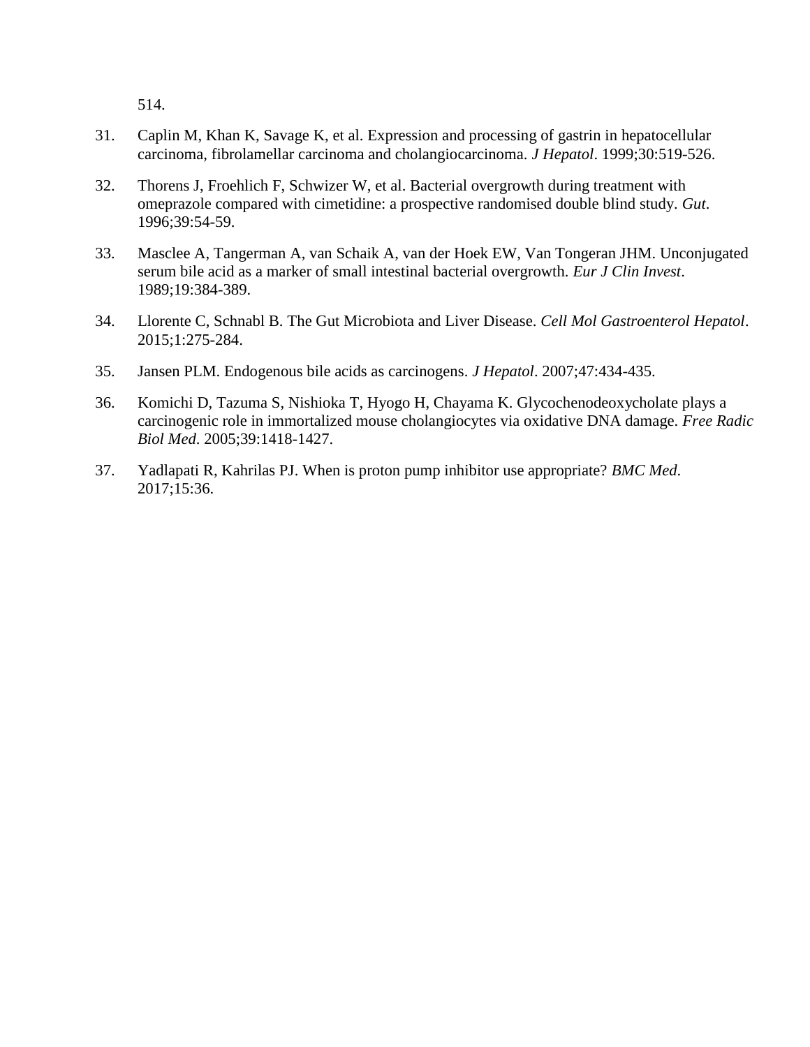514.

31. Caplin M, Khan K, Savage K, et al. Expression and processing of gastrin in hepatocellular carcinoma, fibrolamellar carcinoma and cholangiocarcinoma. *J Hepatol*. 1999;30:519-526.

32. Thorens J, Froehlich F, Schwizer W, et al. Bacterial overgrowth during treatment with omeprazole compared with cimetidine: a prospective randomised double blind study. *Gut*. 1996;39:54-59.

33. Masclee A, Tangerman A, van Schaik A, van der Hoek EW, Van Tongeran JHM. Unconjugated serum bile acid as a marker of small intestinal bacterial overgrowth. *Eur J Clin Invest*. 1989;19:384-389.

34. Llorente C, Schnabl B. The Gut Microbiota and Liver Disease. *Cell Mol Gastroenterol Hepatol*. 2015;1:275-284.

35. Jansen PLM. Endogenous bile acids as carcinogens. *J Hepatol*. 2007;47:434-435.

36. Komichi D, Tazuma S, Nishioka T, Hyogo H, Chayama K. Glycochenodeoxycholate plays a carcinogenic role in immortalized mouse cholangiocytes via oxidative DNA damage. *Free Radic Biol Med*. 2005;39:1418-1427.

37. Yadlapati R, Kahrilas PJ. When is proton pump inhibitor use appropriate? *BMC Med*. 2017;15:36.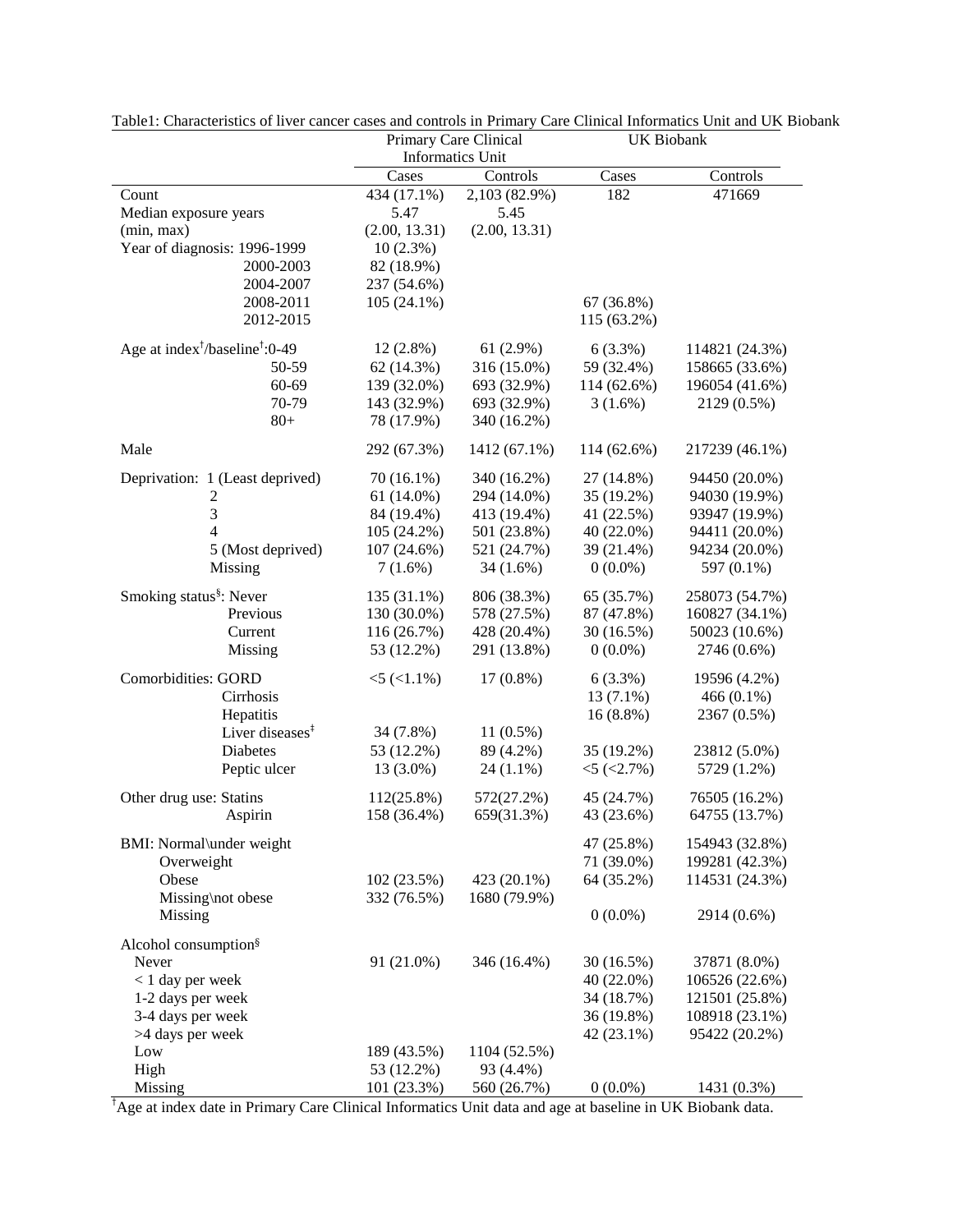Table1: Characteristics of liver cancer cases and controls in Primary Care Clinical Informatics Unit and UK Biobank

| | Primary Care Clinical Informatics Unit | | UK Biobank | |
|---|---|---|---|---|
| | Cases | Controls | Cases | Controls |
| Count | 434 (17.1%) | 2,103 (82.9%) | 182 | 471669 |
| Median exposure years | 5.47 | 5.45 | | |
| (min, max) | (2.00, 13.31) | (2.00, 13.31) | | |
| Year of diagnosis: 1996-1999 | 10 (2.3%) | | | |
| 2000-2003 | 82 (18.9%) | | | |
| 2004-2007 | 237 (54.6%) | | | |
| 2008-2011 | 105 (24.1%) | | 67 (36.8%) | |
| 2012-2015 | | | 115 (63.2%) | |
| Age at index[†]/baseline[†]:0-49 | 12 (2.8%) | 61 (2.9%) | 6 (3.3%) | 114821 (24.3%) |
| 50-59 | 62 (14.3%) | 316 (15.0%) | 59 (32.4%) | 158665 (33.6%) |
| 60-69 | 139 (32.0%) | 693 (32.9%) | 114 (62.6%) | 196054 (41.6%) |
| 70-79 | 143 (32.9%) | 693 (32.9%) | 3 (1.6%) | 2129 (0.5%) |
| 80+ | 78 (17.9%) | 340 (16.2%) | | |
| Male | 292 (67.3%) | 1412 (67.1%) | 114 (62.6%) | 217239 (46.1%) |
| Deprivation: 1 (Least deprived) | 70 (16.1%) | 340 (16.2%) | 27 (14.8%) | 94450 (20.0%) |
| 2 | 61 (14.0%) | 294 (14.0%) | 35 (19.2%) | 94030 (19.9%) |
| 3 | 84 (19.4%) | 413 (19.4%) | 41 (22.5%) | 93947 (19.9%) |
| 4 | 105 (24.2%) | 501 (23.8%) | 40 (22.0%) | 94411 (20.0%) |
| 5 (Most deprived) | 107 (24.6%) | 521 (24.7%) | 39 (21.4%) | 94234 (20.0%) |
| Missing | 7 (1.6%) | 34 (1.6%) | 0 (0.0%) | 597 (0.1%) |
| Smoking status[§]: Never | 135 (31.1%) | 806 (38.3%) | 65 (35.7%) | 258073 (54.7%) |
| Previous | 130 (30.0%) | 578 (27.5%) | 87 (47.8%) | 160827 (34.1%) |
| Current | 116 (26.7%) | 428 (20.4%) | 30 (16.5%) | 50023 (10.6%) |
| Missing | 53 (12.2%) | 291 (13.8%) | 0 (0.0%) | 2746 (0.6%) |
| Comorbidities: GORD | <5 (<1.1%) | 17 (0.8%) | 6 (3.3%) | 19596 (4.2%) |
| Cirrhosis | | | 13 (7.1%) | 466 (0.1%) |
| Hepatitis | | | 16 (8.8%) | 2367 (0.5%) |
| Liver diseases[‡] | 34 (7.8%) | 11 (0.5%) | | |
| Diabetes | 53 (12.2%) | 89 (4.2%) | 35 (19.2%) | 23812 (5.0%) |
| Peptic ulcer | 13 (3.0%) | 24 (1.1%) | <5 (<2.7%) | 5729 (1.2%) |
| Other drug use: Statins | 112(25.8%) | 572(27.2%) | 45 (24.7%) | 76505 (16.2%) |
| Aspirin | 158 (36.4%) | 659(31.3%) | 43 (23.6%) | 64755 (13.7%) |
| BMI: Normal\under weight | | | 47 (25.8%) | 154943 (32.8%) |
| Overweight | | | 71 (39.0%) | 199281 (42.3%) |
| Obese | 102 (23.5%) | 423 (20.1%) | 64 (35.2%) | 114531 (24.3%) |
| Missing\not obese | 332 (76.5%) | 1680 (79.9%) | | |
| Missing | | | 0 (0.0%) | 2914 (0.6%) |
| Alcohol consumption[§] | | | | |
| Never | 91 (21.0%) | 346 (16.4%) | 30 (16.5%) | 37871 (8.0%) |
| < 1 day per week | | | 40 (22.0%) | 106526 (22.6%) |
| 1-2 days per week | | | 34 (18.7%) | 121501 (25.8%) |
| 3-4 days per week | | | 36 (19.8%) | 108918 (23.1%) |
| >4 days per week | | | 42 (23.1%) | 95422 (20.2%) |
| Low | 189 (43.5%) | 1104 (52.5%) | | |
| High | 53 (12.2%) | 93 (4.4%) | | |
| Missing | 101 (23.3%) | 560 (26.7%) | 0 (0.0%) | 1431 (0.3%) |

[†]Age at index date in Primary Care Clinical Informatics Unit data and age at baseline in UK Biobank data.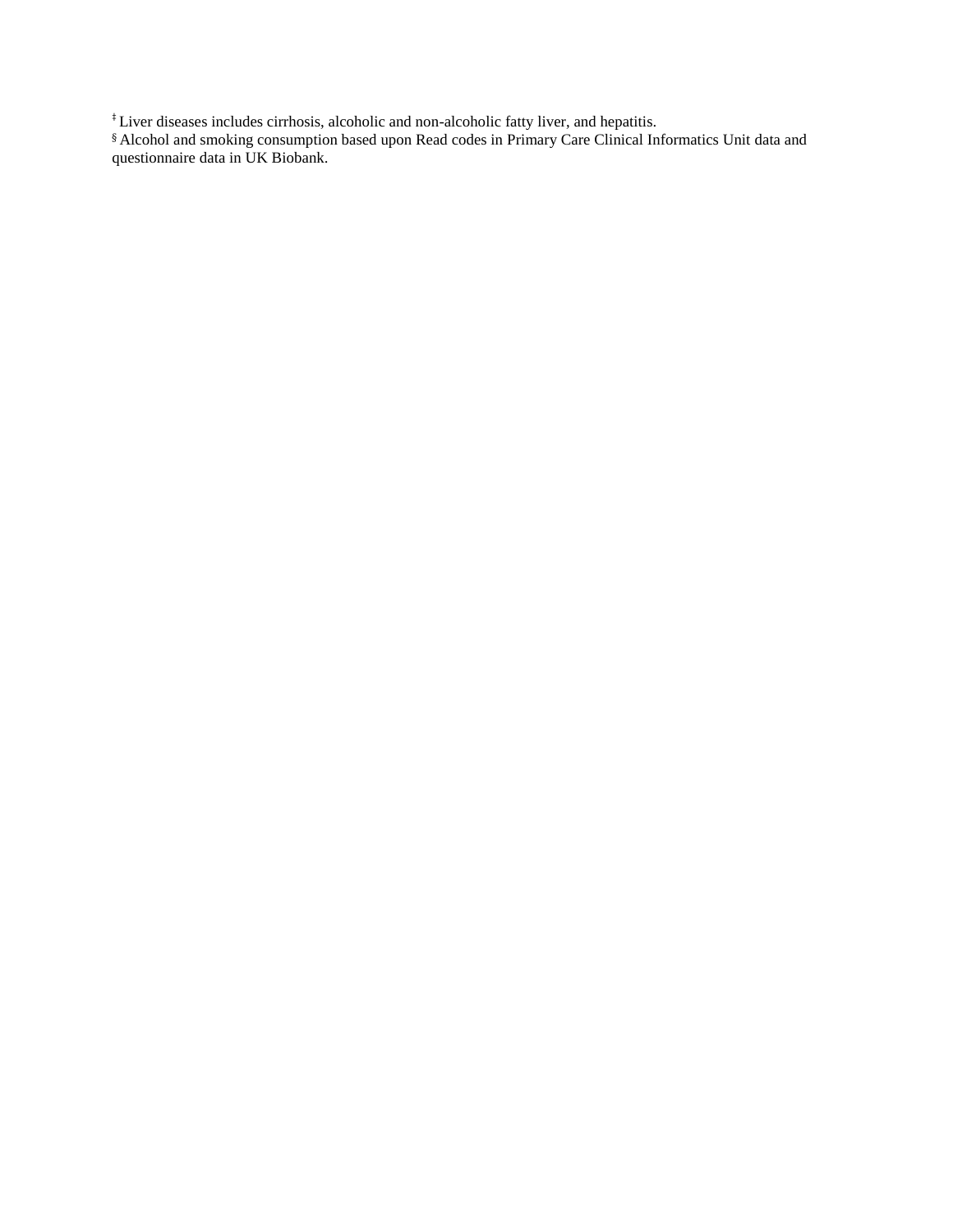‡ Liver diseases includes cirrhosis, alcoholic and non-alcoholic fatty liver, and hepatitis.

§ Alcohol and smoking consumption based upon Read codes in Primary Care Clinical Informatics Unit data and questionnaire data in UK Biobank.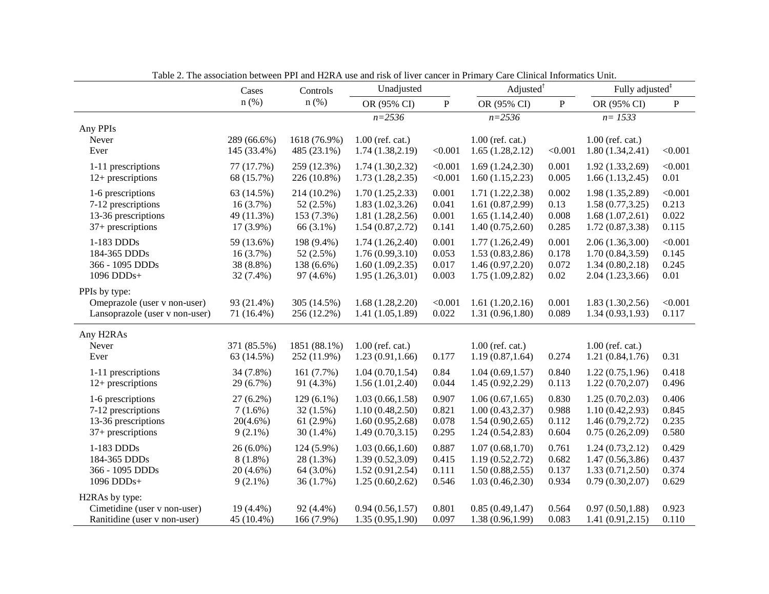Table 2. The association between PPI and H2RA use and risk of liver cancer in Primary Care Clinical Informatics Unit.

| | Cases n (%) | Controls n (%) | Unadjusted | | Adjusted[†] | | Fully adjusted[‡] | |
|---|---|---|---|---|---|---|---|---|
| | | | OR (95% CI) | P | OR (95% CI) | P | OR (95% CI) | P |
| | | | *n=2536* | | *n=2536* | | *n= 1533* | |
| Any PPIs | | | | | | | | |
| Never | 289 (66.6%) | 1618 (76.9%) | 1.00 (ref. cat.) | | 1.00 (ref. cat.) | | 1.00 (ref. cat.) | |
| Ever | 145 (33.4%) | 485 (23.1%) | 1.74 (1.38,2.19) | <0.001 | 1.65 (1.28,2.12) | <0.001 | 1.80 (1.34,2.41) | <0.001 |
| 1-11 prescriptions | 77 (17.7%) | 259 (12.3%) | 1.74 (1.30,2.32) | <0.001 | 1.69 (1.24,2.30) | 0.001 | 1.92 (1.33,2.69) | <0.001 |
| 12+ prescriptions | 68 (15.7%) | 226 (10.8%) | 1.73 (1.28,2.35) | <0.001 | 1.60 (1.15,2.23) | 0.005 | 1.66 (1.13,2.45) | 0.01 |
| 1-6 prescriptions | 63 (14.5%) | 214 (10.2%) | 1.70 (1.25,2.33) | 0.001 | 1.71 (1.22,2.38) | 0.002 | 1.98 (1.35,2.89) | <0.001 |
| 7-12 prescriptions | 16 (3.7%) | 52 (2.5%) | 1.83 (1.02,3.26) | 0.041 | 1.61 (0.87,2.99) | 0.13 | 1.58 (0.77,3.25) | 0.213 |
| 13-36 prescriptions | 49 (11.3%) | 153 (7.3%) | 1.81 (1.28,2.56) | 0.001 | 1.65 (1.14,2.40) | 0.008 | 1.68 (1.07,2.61) | 0.022 |
| 37+ prescriptions | 17 (3.9%) | 66 (3.1%) | 1.54 (0.87,2.72) | 0.141 | 1.40 (0.75,2.60) | 0.285 | 1.72 (0.87,3.38) | 0.115 |
| 1-183 DDDs | 59 (13.6%) | 198 (9.4%) | 1.74 (1.26,2.40) | 0.001 | 1.77 (1.26,2.49) | 0.001 | 2.06 (1.36,3.00) | <0.001 |
| 184-365 DDDs | 16 (3.7%) | 52 (2.5%) | 1.76 (0.99,3.10) | 0.053 | 1.53 (0.83,2.86) | 0.178 | 1.70 (0.84,3.59) | 0.145 |
| 366 - 1095 DDDs | 38 (8.8%) | 138 (6.6%) | 1.60 (1.09,2.35) | 0.017 | 1.46 (0.97,2.20) | 0.072 | 1.34 (0.80,2.18) | 0.245 |
| 1096 DDDs+ | 32 (7.4%) | 97 (4.6%) | 1.95 (1.26,3.01) | 0.003 | 1.75 (1.09,2.82) | 0.02 | 2.04 (1.23,3.66) | 0.01 |
| PPIs by type: | | | | | | | | |
| Omeprazole (user v non-user) | 93 (21.4%) | 305 (14.5%) | 1.68 (1.28,2.20) | <0.001 | 1.61 (1.20,2.16) | 0.001 | 1.83 (1.30,2.56) | <0.001 |
| Lansoprazole (user v non-user) | 71 (16.4%) | 256 (12.2%) | 1.41 (1.05,1.89) | 0.022 | 1.31 (0.96,1.80) | 0.089 | 1.34 (0.93,1.93) | 0.117 |
| Any H2RAs | | | | | | | | |
| Never | 371 (85.5%) | 1851 (88.1%) | 1.00 (ref. cat.) | | 1.00 (ref. cat.) | | 1.00 (ref. cat.) | |
| Ever | 63 (14.5%) | 252 (11.9%) | 1.23 (0.91,1.66) | 0.177 | 1.19 (0.87,1.64) | 0.274 | 1.21 (0.84,1.76) | 0.31 |
| 1-11 prescriptions | 34 (7.8%) | 161 (7.7%) | 1.04 (0.70,1.54) | 0.84 | 1.04 (0.69,1.57) | 0.840 | 1.22 (0.75,1.96) | 0.418 |
| 12+ prescriptions | 29 (6.7%) | 91 (4.3%) | 1.56 (1.01,2.40) | 0.044 | 1.45 (0.92,2.29) | 0.113 | 1.22 (0.70,2.07) | 0.496 |
| 1-6 prescriptions | 27 (6.2%) | 129 (6.1%) | 1.03 (0.66,1.58) | 0.907 | 1.06 (0.67,1.65) | 0.830 | 1.25 (0.70,2.03) | 0.406 |
| 7-12 prescriptions | 7 (1.6%) | 32 (1.5%) | 1.10 (0.48,2.50) | 0.821 | 1.00 (0.43,2.37) | 0.988 | 1.10 (0.42,2.93) | 0.845 |
| 13-36 prescriptions | 20(4.6%) | 61 (2.9%) | 1.60 (0.95,2.68) | 0.078 | 1.54 (0.90,2.65) | 0.112 | 1.46 (0.79,2.72) | 0.235 |
| 37+ prescriptions | 9 (2.1%) | 30 (1.4%) | 1.49 (0.70,3.15) | 0.295 | 1.24 (0.54,2.83) | 0.604 | 0.75 (0.26,2.09) | 0.580 |
| 1-183 DDDs | 26 (6.0%) | 124 (5.9%) | 1.03 (0.66,1.60) | 0.887 | 1.07 (0.68,1.70) | 0.761 | 1.24 (0.73,2.12) | 0.429 |
| 184-365 DDDs | 8 (1.8%) | 28 (1.3%) | 1.39 (0.52,3.09) | 0.415 | 1.19 (0.52,2.72) | 0.682 | 1.47 (0.56,3.86) | 0.437 |
| 366 - 1095 DDDs | 20 (4.6%) | 64 (3.0%) | 1.52 (0.91,2.54) | 0.111 | 1.50 (0.88,2.55) | 0.137 | 1.33 (0.71,2.50) | 0.374 |
| 1096 DDDs+ | 9 (2.1%) | 36 (1.7%) | 1.25 (0.60,2.62) | 0.546 | 1.03 (0.46,2.30) | 0.934 | 0.79 (0.30,2.07) | 0.629 |
| H2RAs by type: | | | | | | | | |
| Cimetidine (user v non-user) | 19 (4.4%) | 92 (4.4%) | 0.94 (0.56,1.57) | 0.801 | 0.85 (0.49,1.47) | 0.564 | 0.97 (0.50,1.88) | 0.923 |
| Ranitidine (user v non-user) | 45 (10.4%) | 166 (7.9%) | 1.35 (0.95,1.90) | 0.097 | 1.38 (0.96,1.99) | 0.083 | 1.41 (0.91,2.15) | 0.110 |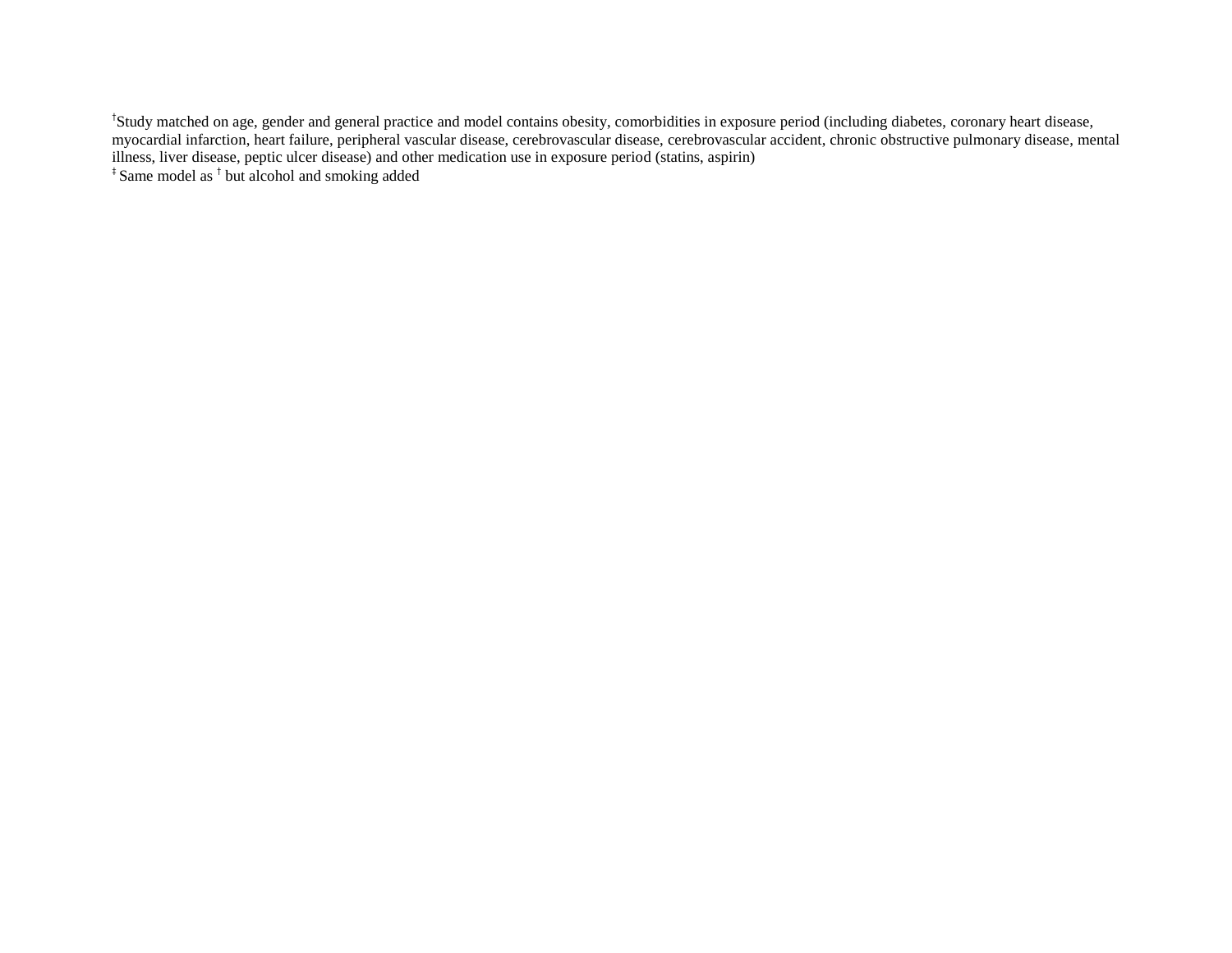†Study matched on age, gender and general practice and model contains obesity, comorbidities in exposure period (including diabetes, coronary heart disease, myocardial infarction, heart failure, peripheral vascular disease, cerebrovascular disease, cerebrovascular accident, chronic obstructive pulmonary disease, mental illness, liver disease, peptic ulcer disease) and other medication use in exposure period (statins, aspirin)

‡ Same model as † but alcohol and smoking added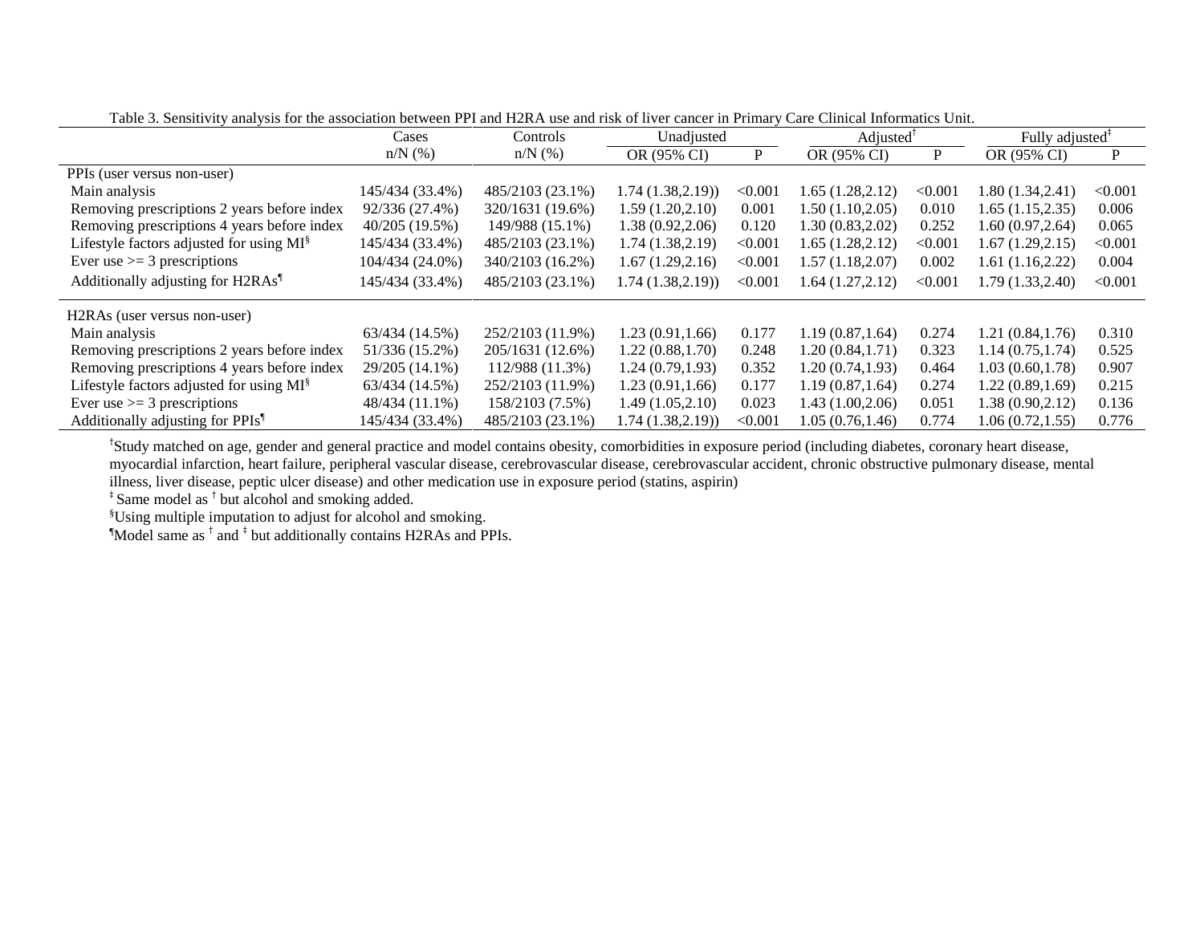Table 3. Sensitivity analysis for the association between PPI and H2RA use and risk of liver cancer in Primary Care Clinical Informatics Unit.

| | Cases | Controls | Unadjusted | | Adjusted[†] | | Fully adjusted[‡] | |
|---|---|---|---|---|---|---|---|---|
| | n/N (%) | n/N (%) | OR (95% CI) | P | OR (95% CI) | P | OR (95% CI) | P |
| PPIs (user versus non-user) | | | | | | | | |
| Main analysis | 145/434 (33.4%) | 485/2103 (23.1%) | 1.74 (1.38,2.19)) | <0.001 | 1.65 (1.28,2.12) | <0.001 | 1.80 (1.34,2.41) | <0.001 |
| Removing prescriptions 2 years before index | 92/336 (27.4%) | 320/1631 (19.6%) | 1.59 (1.20,2.10) | 0.001 | 1.50 (1.10,2.05) | 0.010 | 1.65 (1.15,2.35) | 0.006 |
| Removing prescriptions 4 years before index | 40/205 (19.5%) | 149/988 (15.1%) | 1.38 (0.92,2.06) | 0.120 | 1.30 (0.83,2.02) | 0.252 | 1.60 (0.97,2.64) | 0.065 |
| Lifestyle factors adjusted for using MI[§] | 145/434 (33.4%) | 485/2103 (23.1%) | 1.74 (1.38,2.19) | <0.001 | 1.65 (1.28,2.12) | <0.001 | 1.67 (1.29,2.15) | <0.001 |
| Ever use >= 3 prescriptions | 104/434 (24.0%) | 340/2103 (16.2%) | 1.67 (1.29,2.16) | <0.001 | 1.57 (1.18,2.07) | 0.002 | 1.61 (1.16,2.22) | 0.004 |
| Additionally adjusting for H2RAs[¶] | 145/434 (33.4%) | 485/2103 (23.1%) | 1.74 (1.38,2.19)) | <0.001 | 1.64 (1.27,2.12) | <0.001 | 1.79 (1.33,2.40) | <0.001 |
| H2RAs (user versus non-user) | | | | | | | | |
| Main analysis | 63/434 (14.5%) | 252/2103 (11.9%) | 1.23 (0.91,1.66) | 0.177 | 1.19 (0.87,1.64) | 0.274 | 1.21 (0.84,1.76) | 0.310 |
| Removing prescriptions 2 years before index | 51/336 (15.2%) | 205/1631 (12.6%) | 1.22 (0.88,1.70) | 0.248 | 1.20 (0.84,1.71) | 0.323 | 1.14 (0.75,1.74) | 0.525 |
| Removing prescriptions 4 years before index | 29/205 (14.1%) | 112/988 (11.3%) | 1.24 (0.79,1.93) | 0.352 | 1.20 (0.74,1.93) | 0.464 | 1.03 (0.60,1.78) | 0.907 |
| Lifestyle factors adjusted for using MI[§] | 63/434 (14.5%) | 252/2103 (11.9%) | 1.23 (0.91,1.66) | 0.177 | 1.19 (0.87,1.64) | 0.274 | 1.22 (0.89,1.69) | 0.215 |
| Ever use >= 3 prescriptions | 48/434 (11.1%) | 158/2103 (7.5%) | 1.49 (1.05,2.10) | 0.023 | 1.43 (1.00,2.06) | 0.051 | 1.38 (0.90,2.12) | 0.136 |
| Additionally adjusting for PPIs[¶] | 145/434 (33.4%) | 485/2103 (23.1%) | 1.74 (1.38,2.19)) | <0.001 | 1.05 (0.76,1.46) | 0.774 | 1.06 (0.72,1.55) | 0.776 |

[†]Study matched on age, gender and general practice and model contains obesity, comorbidities in exposure period (including diabetes, coronary heart disease, myocardial infarction, heart failure, peripheral vascular disease, cerebrovascular disease, cerebrovascular accident, chronic obstructive pulmonary disease, mental illness, liver disease, peptic ulcer disease) and other medication use in exposure period (statins, aspirin)

[‡] Same model as [†] but alcohol and smoking added.

[§]Using multiple imputation to adjust for alcohol and smoking.

[¶]Model same as [†] and [‡] but additionally contains H2RAs and PPIs.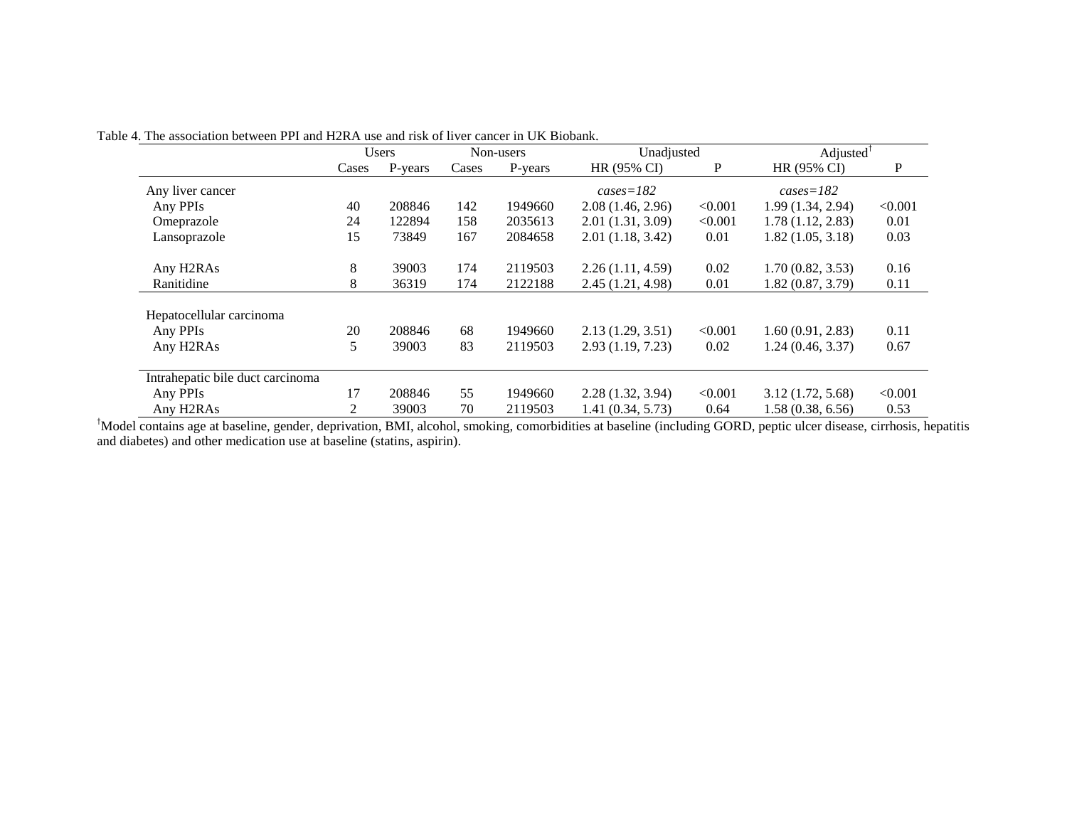Table 4. The association between PPI and H2RA use and risk of liver cancer in UK Biobank.

| | Users | | Non-users | | Unadjusted | | Adjusted† | |
|---|---|---|---|---|---|---|---|---|
| | Cases | P-years | Cases | P-years | HR (95% CI) | P | HR (95% CI) | P |
| Any liver cancer | | | | | *cases=182* | | *cases=182* | |
| Any PPIs | 40 | 208846 | 142 | 1949660 | 2.08 (1.46, 2.96) | <0.001 | 1.99 (1.34, 2.94) | <0.001 |
| Omeprazole | 24 | 122894 | 158 | 2035613 | 2.01 (1.31, 3.09) | <0.001 | 1.78 (1.12, 2.83) | 0.01 |
| Lansoprazole | 15 | 73849 | 167 | 2084658 | 2.01 (1.18, 3.42) | 0.01 | 1.82 (1.05, 3.18) | 0.03 |
| Any H2RAs | 8 | 39003 | 174 | 2119503 | 2.26 (1.11, 4.59) | 0.02 | 1.70 (0.82, 3.53) | 0.16 |
| Ranitidine | 8 | 36319 | 174 | 2122188 | 2.45 (1.21, 4.98) | 0.01 | 1.82 (0.87, 3.79) | 0.11 |
| Hepatocellular carcinoma | | | | | | | | |
| Any PPIs | 20 | 208846 | 68 | 1949660 | 2.13 (1.29, 3.51) | <0.001 | 1.60 (0.91, 2.83) | 0.11 |
| Any H2RAs | 5 | 39003 | 83 | 2119503 | 2.93 (1.19, 7.23) | 0.02 | 1.24 (0.46, 3.37) | 0.67 |
| Intrahepatic bile duct carcinoma | | | | | | | | |
| Any PPIs | 17 | 208846 | 55 | 1949660 | 2.28 (1.32, 3.94) | <0.001 | 3.12 (1.72, 5.68) | <0.001 |
| Any H2RAs | 2 | 39003 | 70 | 2119503 | 1.41 (0.34, 5.73) | 0.64 | 1.58 (0.38, 6.56) | 0.53 |

†Model contains age at baseline, gender, deprivation, BMI, alcohol, smoking, comorbidities at baseline (including GORD, peptic ulcer disease, cirrhosis, hepatitis and diabetes) and other medication use at baseline (statins, aspirin).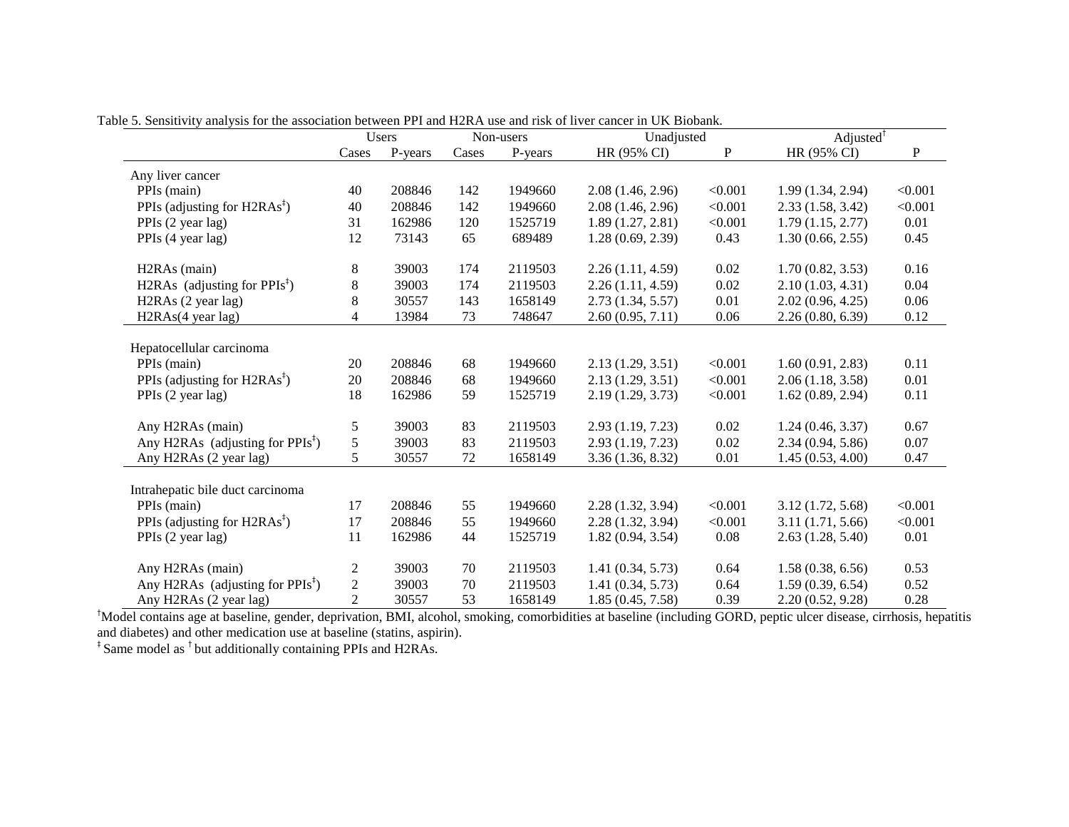Table 5. Sensitivity analysis for the association between PPI and H2RA use and risk of liver cancer in UK Biobank.

| | Users | | Non-users | | Unadjusted | | Adjusted[†] | |
|---|---|---|---|---|---|---|---|---|
| | Cases | P-years | Cases | P-years | HR (95% CI) | P | HR (95% CI) | P |
| Any liver cancer | | | | | | | | |
| PPIs (main) | 40 | 208846 | 142 | 1949660 | 2.08 (1.46, 2.96) | <0.001 | 1.99 (1.34, 2.94) | <0.001 |
| PPIs (adjusting for H2RAs[‡]) | 40 | 208846 | 142 | 1949660 | 2.08 (1.46, 2.96) | <0.001 | 2.33 (1.58, 3.42) | <0.001 |
| PPIs (2 year lag) | 31 | 162986 | 120 | 1525719 | 1.89 (1.27, 2.81) | <0.001 | 1.79 (1.15, 2.77) | 0.01 |
| PPIs (4 year lag) | 12 | 73143 | 65 | 689489 | 1.28 (0.69, 2.39) | 0.43 | 1.30 (0.66, 2.55) | 0.45 |
| H2RAs (main) | 8 | 39003 | 174 | 2119503 | 2.26 (1.11, 4.59) | 0.02 | 1.70 (0.82, 3.53) | 0.16 |
| H2RAs (adjusting for PPIs[‡]) | 8 | 39003 | 174 | 2119503 | 2.26 (1.11, 4.59) | 0.02 | 2.10 (1.03, 4.31) | 0.04 |
| H2RAs (2 year lag) | 8 | 30557 | 143 | 1658149 | 2.73 (1.34, 5.57) | 0.01 | 2.02 (0.96, 4.25) | 0.06 |
| H2RAs(4 year lag) | 4 | 13984 | 73 | 748647 | 2.60 (0.95, 7.11) | 0.06 | 2.26 (0.80, 6.39) | 0.12 |
| Hepatocellular carcinoma | | | | | | | | |
| PPIs (main) | 20 | 208846 | 68 | 1949660 | 2.13 (1.29, 3.51) | <0.001 | 1.60 (0.91, 2.83) | 0.11 |
| PPIs (adjusting for H2RAs[‡]) | 20 | 208846 | 68 | 1949660 | 2.13 (1.29, 3.51) | <0.001 | 2.06 (1.18, 3.58) | 0.01 |
| PPIs (2 year lag) | 18 | 162986 | 59 | 1525719 | 2.19 (1.29, 3.73) | <0.001 | 1.62 (0.89, 2.94) | 0.11 |
| Any H2RAs (main) | 5 | 39003 | 83 | 2119503 | 2.93 (1.19, 7.23) | 0.02 | 1.24 (0.46, 3.37) | 0.67 |
| Any H2RAs (adjusting for PPIs[‡]) | 5 | 39003 | 83 | 2119503 | 2.93 (1.19, 7.23) | 0.02 | 2.34 (0.94, 5.86) | 0.07 |
| Any H2RAs (2 year lag) | 5 | 30557 | 72 | 1658149 | 3.36 (1.36, 8.32) | 0.01 | 1.45 (0.53, 4.00) | 0.47 |
| Intrahepatic bile duct carcinoma | | | | | | | | |
| PPIs (main) | 17 | 208846 | 55 | 1949660 | 2.28 (1.32, 3.94) | <0.001 | 3.12 (1.72, 5.68) | <0.001 |
| PPIs (adjusting for H2RAs[‡]) | 17 | 208846 | 55 | 1949660 | 2.28 (1.32, 3.94) | <0.001 | 3.11 (1.71, 5.66) | <0.001 |
| PPIs (2 year lag) | 11 | 162986 | 44 | 1525719 | 1.82 (0.94, 3.54) | 0.08 | 2.63 (1.28, 5.40) | 0.01 |
| Any H2RAs (main) | 2 | 39003 | 70 | 2119503 | 1.41 (0.34, 5.73) | 0.64 | 1.58 (0.38, 6.56) | 0.53 |
| Any H2RAs (adjusting for PPIs[‡]) | 2 | 39003 | 70 | 2119503 | 1.41 (0.34, 5.73) | 0.64 | 1.59 (0.39, 6.54) | 0.52 |
| Any H2RAs (2 year lag) | 2 | 30557 | 53 | 1658149 | 1.85 (0.45, 7.58) | 0.39 | 2.20 (0.52, 9.28) | 0.28 |

[†]Model contains age at baseline, gender, deprivation, BMI, alcohol, smoking, comorbidities at baseline (including GORD, peptic ulcer disease, cirrhosis, hepatitis and diabetes) and other medication use at baseline (statins, aspirin).

[‡] Same model as [†] but additionally containing PPIs and H2RAs.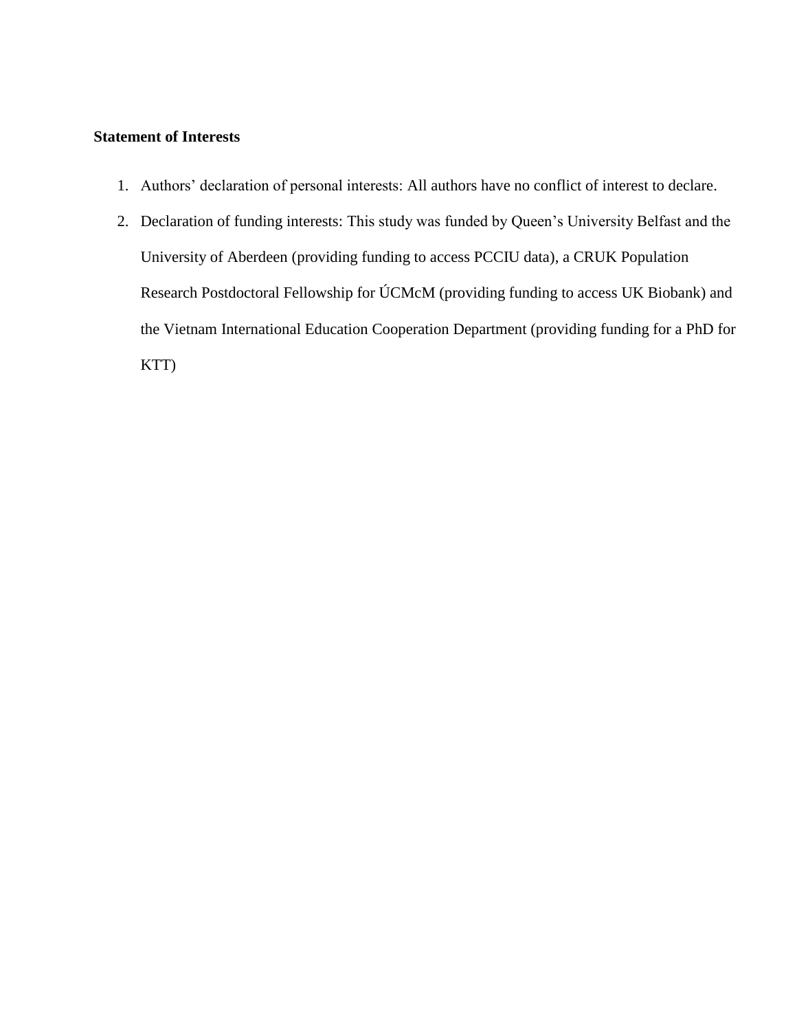**Statement of Interests**

1. Authors' declaration of personal interests: All authors have no conflict of interest to declare.
2. Declaration of funding interests: This study was funded by Queen's University Belfast and the University of Aberdeen (providing funding to access PCCIU data), a CRUK Population Research Postdoctoral Fellowship for ÚCMcM (providing funding to access UK Biobank) and the Vietnam International Education Cooperation Department (providing funding for a PhD for KTT)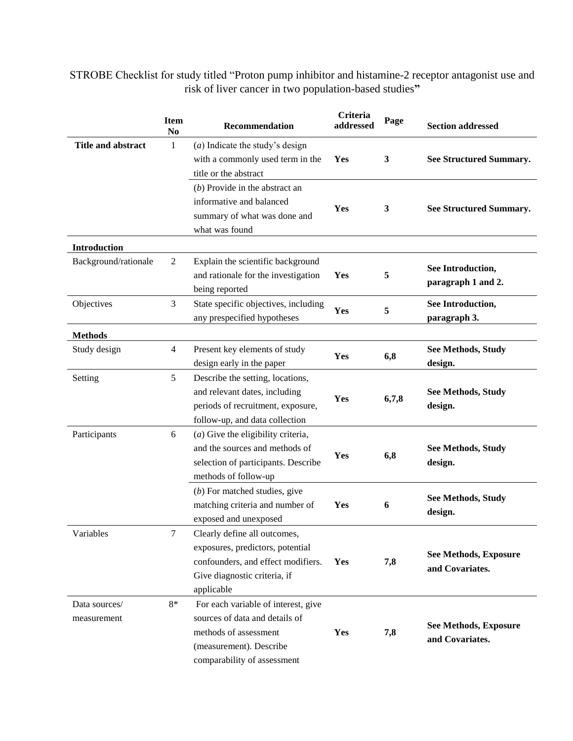STROBE Checklist for study titled "Proton pump inhibitor and histamine-2 receptor antagonist use and risk of liver cancer in two population-based studies"

| | Item No | Recommendation | Criteria addressed | Page | Section addressed |
|---|---|---|---|---|---|
| **Title and abstract** | 1 | (*a*) Indicate the study's design with a commonly used term in the title or the abstract | **Yes** | **3** | **See Structured Summary.** |
| | | (*b*) Provide in the abstract an informative and balanced summary of what was done and what was found | **Yes** | **3** | **See Structured Summary.** |
| **Introduction** | | | | | |
| Background/rationale | 2 | Explain the scientific background and rationale for the investigation being reported | **Yes** | **5** | **See Introduction, paragraph 1 and 2.** |
| Objectives | 3 | State specific objectives, including any prespecified hypotheses | **Yes** | **5** | **See Introduction, paragraph 3.** |
| **Methods** | | | | | |
| Study design | 4 | Present key elements of study design early in the paper | **Yes** | **6,8** | **See Methods, Study design.** |
| Setting | 5 | Describe the setting, locations, and relevant dates, including periods of recruitment, exposure, follow-up, and data collection | **Yes** | **6,7,8** | **See Methods, Study design.** |
| Participants | 6 | (*a*) Give the eligibility criteria, and the sources and methods of selection of participants. Describe methods of follow-up | **Yes** | **6,8** | **See Methods, Study design.** |
| | | (*b*) For matched studies, give matching criteria and number of exposed and unexposed | **Yes** | **6** | **See Methods, Study design.** |
| Variables | 7 | Clearly define all outcomes, exposures, predictors, potential confounders, and effect modifiers. Give diagnostic criteria, if applicable | **Yes** | **7,8** | **See Methods, Exposure and Covariates.** |
| Data sources/ measurement | 8* | For each variable of interest, give sources of data and details of methods of assessment (measurement). Describe comparability of assessment | **Yes** | **7,8** | **See Methods, Exposure and Covariates.** |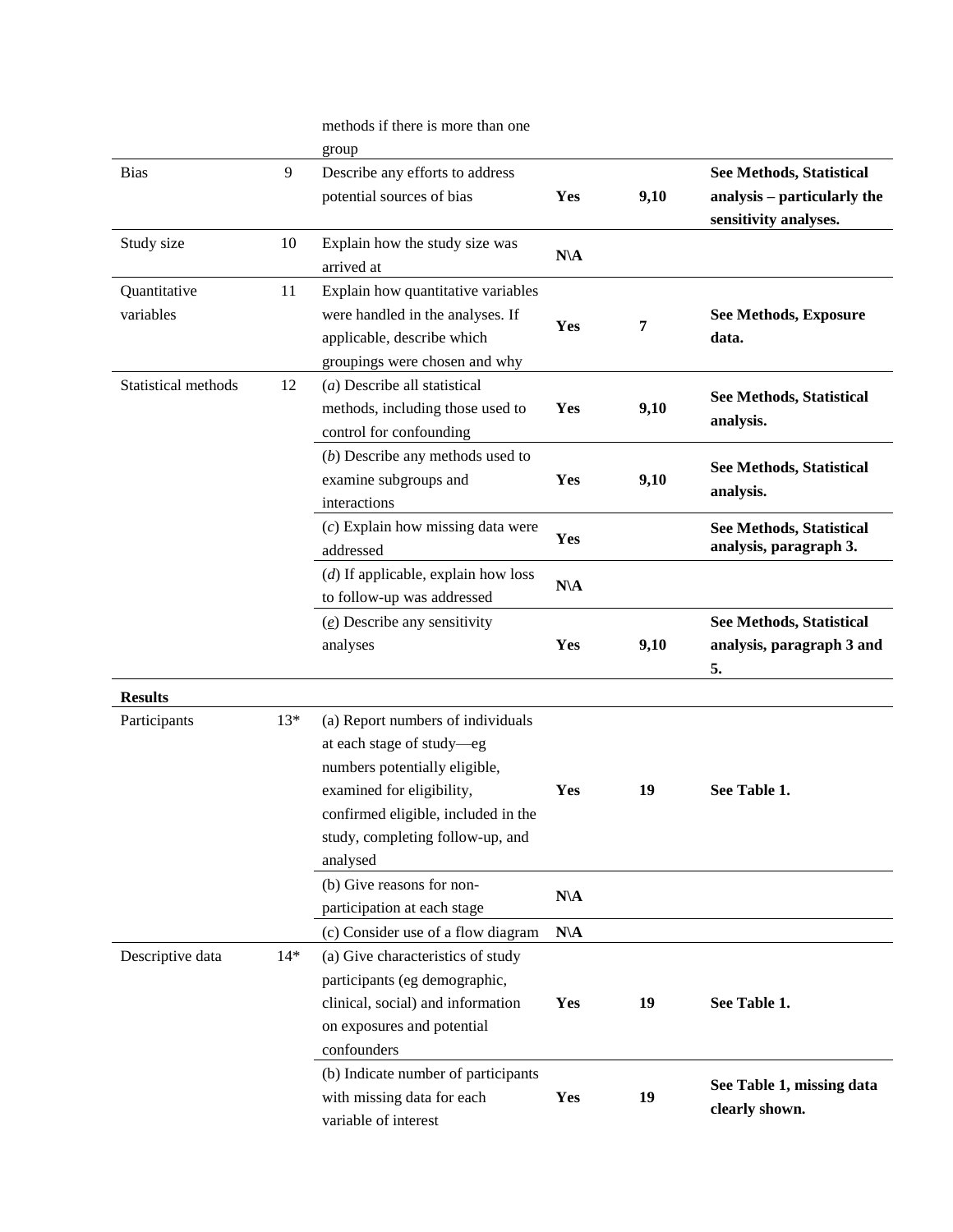| | | | | | |
|---|---|---|---|---|---|
| | | methods if there is more than one group | | | |
| Bias | 9 | Describe any efforts to address potential sources of bias | **Yes** | **9,10** | **See Methods, Statistical analysis – particularly the sensitivity analyses.** |
| Study size | 10 | Explain how the study size was arrived at | **N\A** | | |
| Quantitative variables | 11 | Explain how quantitative variables were handled in the analyses. If applicable, describe which groupings were chosen and why | **Yes** | **7** | **See Methods, Exposure data.** |
| Statistical methods | 12 | (*a*) Describe all statistical methods, including those used to control for confounding | **Yes** | **9,10** | **See Methods, Statistical analysis.** |
| | | (*b*) Describe any methods used to examine subgroups and interactions | **Yes** | **9,10** | **See Methods, Statistical analysis.** |
| | | (*c*) Explain how missing data were addressed | **Yes** | | **See Methods, Statistical analysis, paragraph 3.** |
| | | (*d*) If applicable, explain how loss to follow-up was addressed | **N\A** | | |
| | | (*e*) Describe any sensitivity analyses | **Yes** | **9,10** | **See Methods, Statistical analysis, paragraph 3 and 5.** |
| **Results** | | | | | |
| Participants | 13* | (a) Report numbers of individuals at each stage of study—eg numbers potentially eligible, examined for eligibility, confirmed eligible, included in the study, completing follow-up, and analysed | **Yes** | **19** | **See Table 1.** |
| | | (b) Give reasons for non-participation at each stage | **N\A** | | |
| | | (c) Consider use of a flow diagram | **N\A** | | |
| Descriptive data | 14* | (a) Give characteristics of study participants (eg demographic, clinical, social) and information on exposures and potential confounders | **Yes** | **19** | **See Table 1.** |
| | | (b) Indicate number of participants with missing data for each variable of interest | **Yes** | **19** | **See Table 1, missing data clearly shown.** |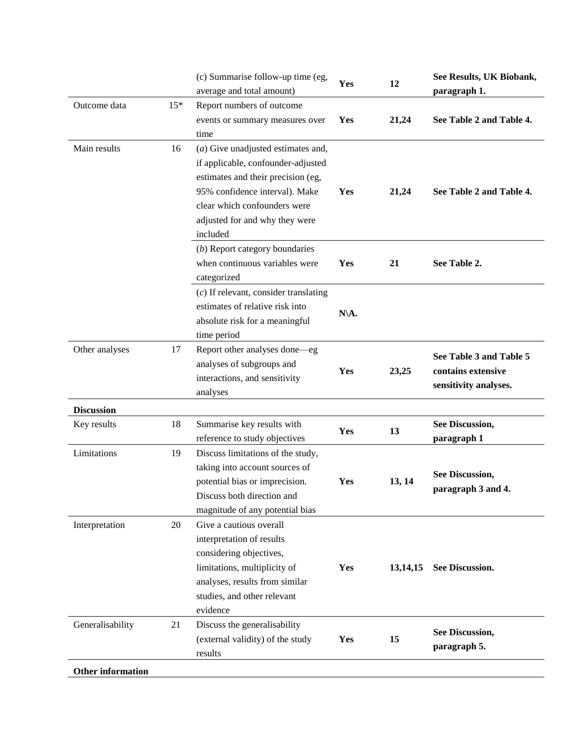|  |  | (c) Summarise follow-up time (eg, average and total amount) | **Yes** | **12** | **See Results, UK Biobank, paragraph 1.** |
|---|---|---|---|---|---|
| Outcome data | 15* | Report numbers of outcome events or summary measures over time | **Yes** | **21,24** | **See Table 2 and Table 4.** |
| Main results | 16 | (*a*) Give unadjusted estimates and, if applicable, confounder-adjusted estimates and their precision (eg, 95% confidence interval). Make clear which confounders were adjusted for and why they were included | **Yes** | **21,24** | **See Table 2 and Table 4.** |
|  |  | (*b*) Report category boundaries when continuous variables were categorized | **Yes** | **21** | **See Table 2.** |
|  |  | (*c*) If relevant, consider translating estimates of relative risk into absolute risk for a meaningful time period | **N\A.** |  |  |
| Other analyses | 17 | Report other analyses done—eg analyses of subgroups and interactions, and sensitivity analyses | **Yes** | **23,25** | **See Table 3 and Table 5 contains extensive sensitivity analyses.** |
| **Discussion** |  |  |  |  |  |
| Key results | 18 | Summarise key results with reference to study objectives | **Yes** | **13** | **See Discussion, paragraph 1** |
| Limitations | 19 | Discuss limitations of the study, taking into account sources of potential bias or imprecision. Discuss both direction and magnitude of any potential bias | **Yes** | **13, 14** | **See Discussion, paragraph 3 and 4.** |
| Interpretation | 20 | Give a cautious overall interpretation of results considering objectives, limitations, multiplicity of analyses, results from similar studies, and other relevant evidence | **Yes** | **13,14,15** | **See Discussion.** |
| Generalisability | 21 | Discuss the generalisability (external validity) of the study results | **Yes** | **15** | **See Discussion, paragraph 5.** |
| **Other information** |  |  |  |  |  |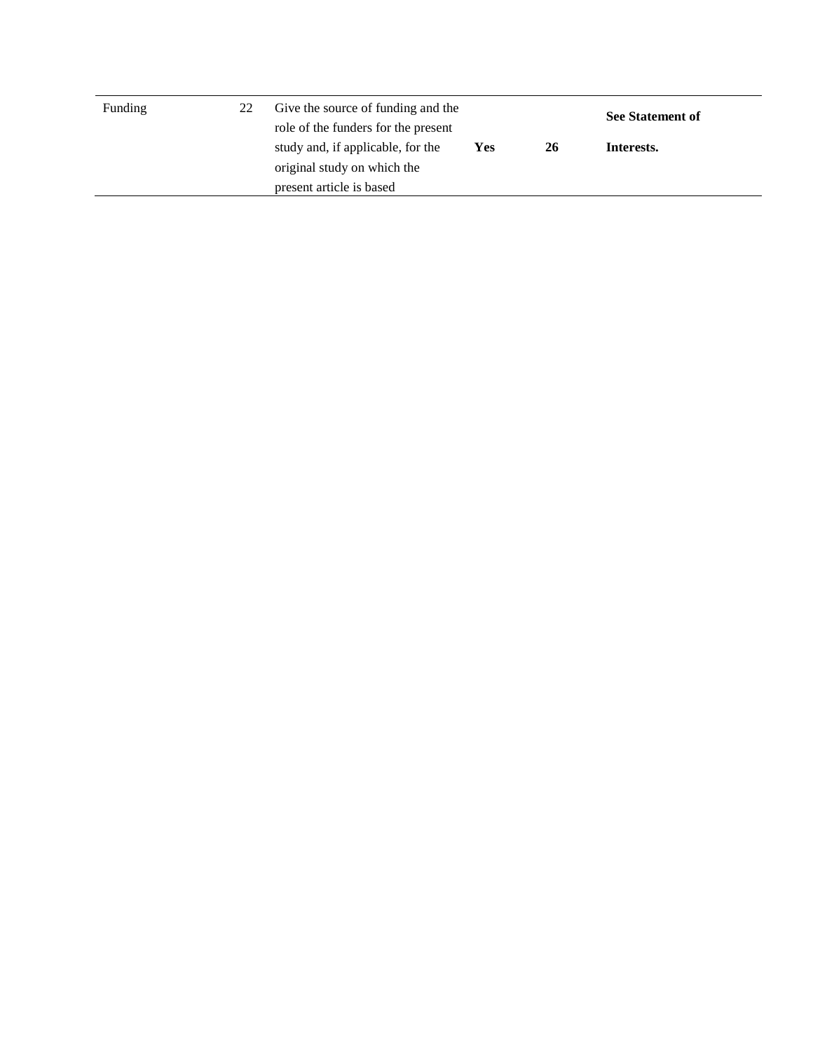| | | | | | |
|---|---|---|---|---|---|
| Funding | 22 | Give the source of funding and the role of the funders for the present study and, if applicable, for the original study on which the present article is based | **Yes** | **26** | **See Statement of Interests.** |